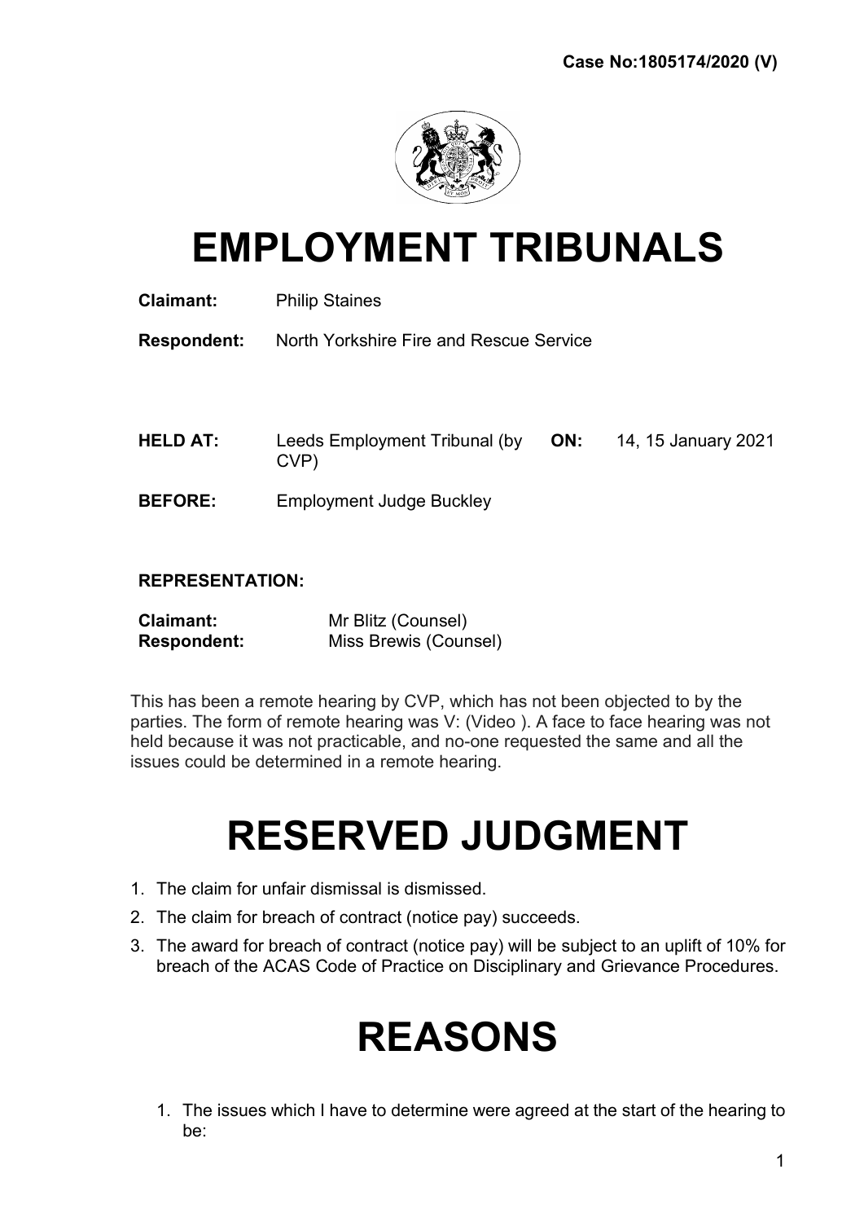**Case No:1805174/2020 (V)**

# EMPLOYMENT TRIBUNALS

**Claimant:** Philip Staines

**Respondent:** North Yorkshire Fire and Rescue Service

**HELD AT:** Leeds Employment Tribunal (by CVP) **ON:** 14, 15 January 2021

**BEFORE:** Employment Judge Buckley

**REPRESENTATION:**

**Claimant:** Mr Blitz (Counsel)
**Respondent:** Miss Brewis (Counsel)

This has been a remote hearing by CVP, which has not been objected to by the parties. The form of remote hearing was V: (Video ). A face to face hearing was not held because it was not practicable, and no-one requested the same and all the issues could be determined in a remote hearing.

# RESERVED JUDGMENT

1. The claim for unfair dismissal is dismissed.
2. The claim for breach of contract (notice pay) succeeds.
3. The award for breach of contract (notice pay) will be subject to an uplift of 10% for breach of the ACAS Code of Practice on Disciplinary and Grievance Procedures.

# REASONS

1. The issues which I have to determine were agreed at the start of the hearing to be: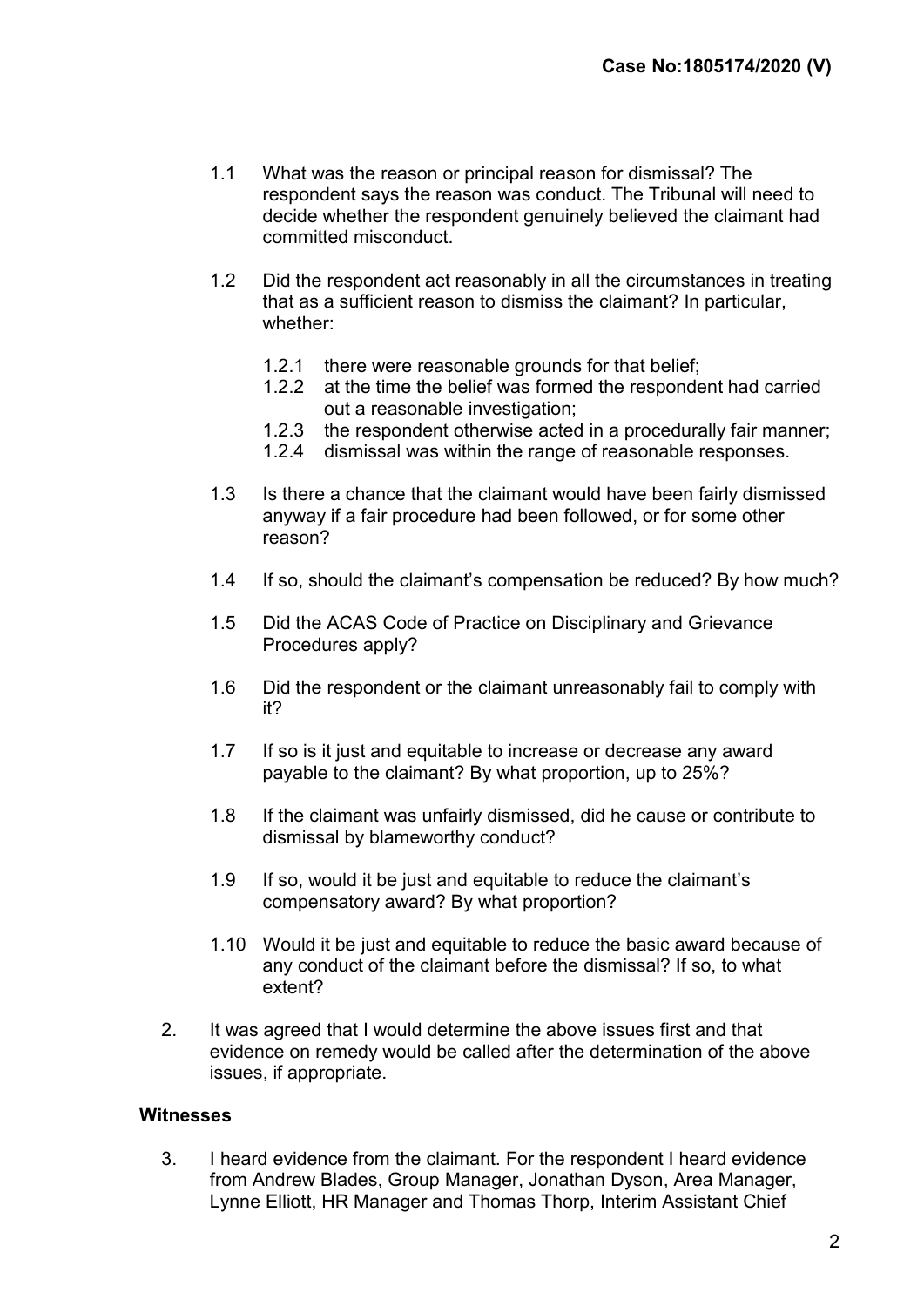1.1 What was the reason or principal reason for dismissal? The respondent says the reason was conduct. The Tribunal will need to decide whether the respondent genuinely believed the claimant had committed misconduct.

1.2 Did the respondent act reasonably in all the circumstances in treating that as a sufficient reason to dismiss the claimant? In particular, whether:

   1.2.1 there were reasonable grounds for that belief;
   1.2.2 at the time the belief was formed the respondent had carried out a reasonable investigation;
   1.2.3 the respondent otherwise acted in a procedurally fair manner;
   1.2.4 dismissal was within the range of reasonable responses.

1.3 Is there a chance that the claimant would have been fairly dismissed anyway if a fair procedure had been followed, or for some other reason?

1.4 If so, should the claimant's compensation be reduced? By how much?

1.5 Did the ACAS Code of Practice on Disciplinary and Grievance Procedures apply?

1.6 Did the respondent or the claimant unreasonably fail to comply with it?

1.7 If so is it just and equitable to increase or decrease any award payable to the claimant? By what proportion, up to 25%?

1.8 If the claimant was unfairly dismissed, did he cause or contribute to dismissal by blameworthy conduct?

1.9 If so, would it be just and equitable to reduce the claimant's compensatory award? By what proportion?

1.10 Would it be just and equitable to reduce the basic award because of any conduct of the claimant before the dismissal? If so, to what extent?

2. It was agreed that I would determine the above issues first and that evidence on remedy would be called after the determination of the above issues, if appropriate.

**Witnesses**

3. I heard evidence from the claimant. For the respondent I heard evidence from Andrew Blades, Group Manager, Jonathan Dyson, Area Manager, Lynne Elliott, HR Manager and Thomas Thorp, Interim Assistant Chief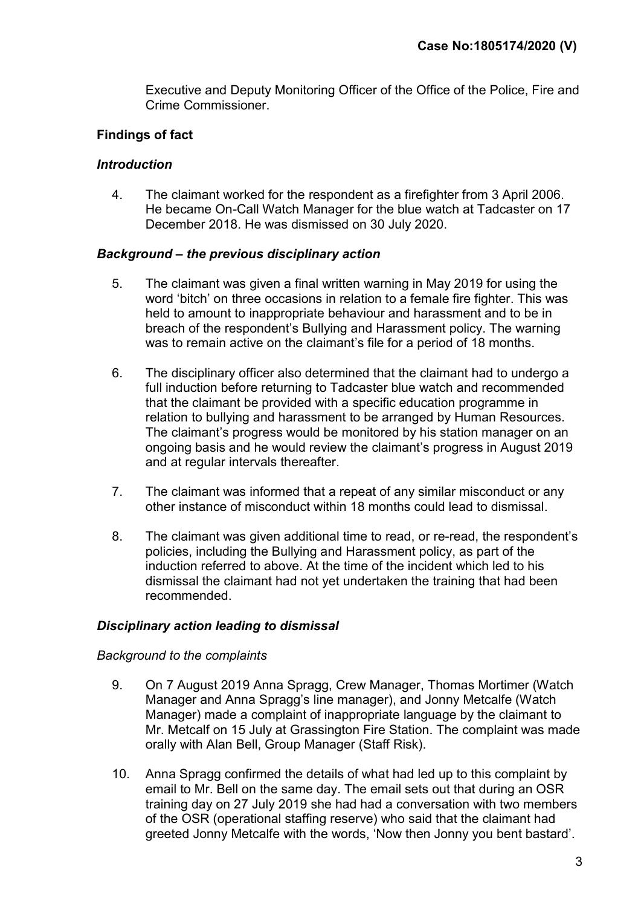Executive and Deputy Monitoring Officer of the Office of the Police, Fire and Crime Commissioner.

## Findings of fact

### *Introduction*

4. The claimant worked for the respondent as a firefighter from 3 April 2006. He became On-Call Watch Manager for the blue watch at Tadcaster on 17 December 2018. He was dismissed on 30 July 2020.

### *Background – the previous disciplinary action*

5. The claimant was given a final written warning in May 2019 for using the word 'bitch' on three occasions in relation to a female fire fighter. This was held to amount to inappropriate behaviour and harassment and to be in breach of the respondent's Bullying and Harassment policy. The warning was to remain active on the claimant's file for a period of 18 months.

6. The disciplinary officer also determined that the claimant had to undergo a full induction before returning to Tadcaster blue watch and recommended that the claimant be provided with a specific education programme in relation to bullying and harassment to be arranged by Human Resources. The claimant's progress would be monitored by his station manager on an ongoing basis and he would review the claimant's progress in August 2019 and at regular intervals thereafter.

7. The claimant was informed that a repeat of any similar misconduct or any other instance of misconduct within 18 months could lead to dismissal.

8. The claimant was given additional time to read, or re-read, the respondent's policies, including the Bullying and Harassment policy, as part of the induction referred to above. At the time of the incident which led to his dismissal the claimant had not yet undertaken the training that had been recommended.

### *Disciplinary action leading to dismissal*

*Background to the complaints*

9. On 7 August 2019 Anna Spragg, Crew Manager, Thomas Mortimer (Watch Manager and Anna Spragg's line manager), and Jonny Metcalfe (Watch Manager) made a complaint of inappropriate language by the claimant to Mr. Metcalf on 15 July at Grassington Fire Station. The complaint was made orally with Alan Bell, Group Manager (Staff Risk).

10. Anna Spragg confirmed the details of what had led up to this complaint by email to Mr. Bell on the same day. The email sets out that during an OSR training day on 27 July 2019 she had had a conversation with two members of the OSR (operational staffing reserve) who said that the claimant had greeted Jonny Metcalfe with the words, 'Now then Jonny you bent bastard'.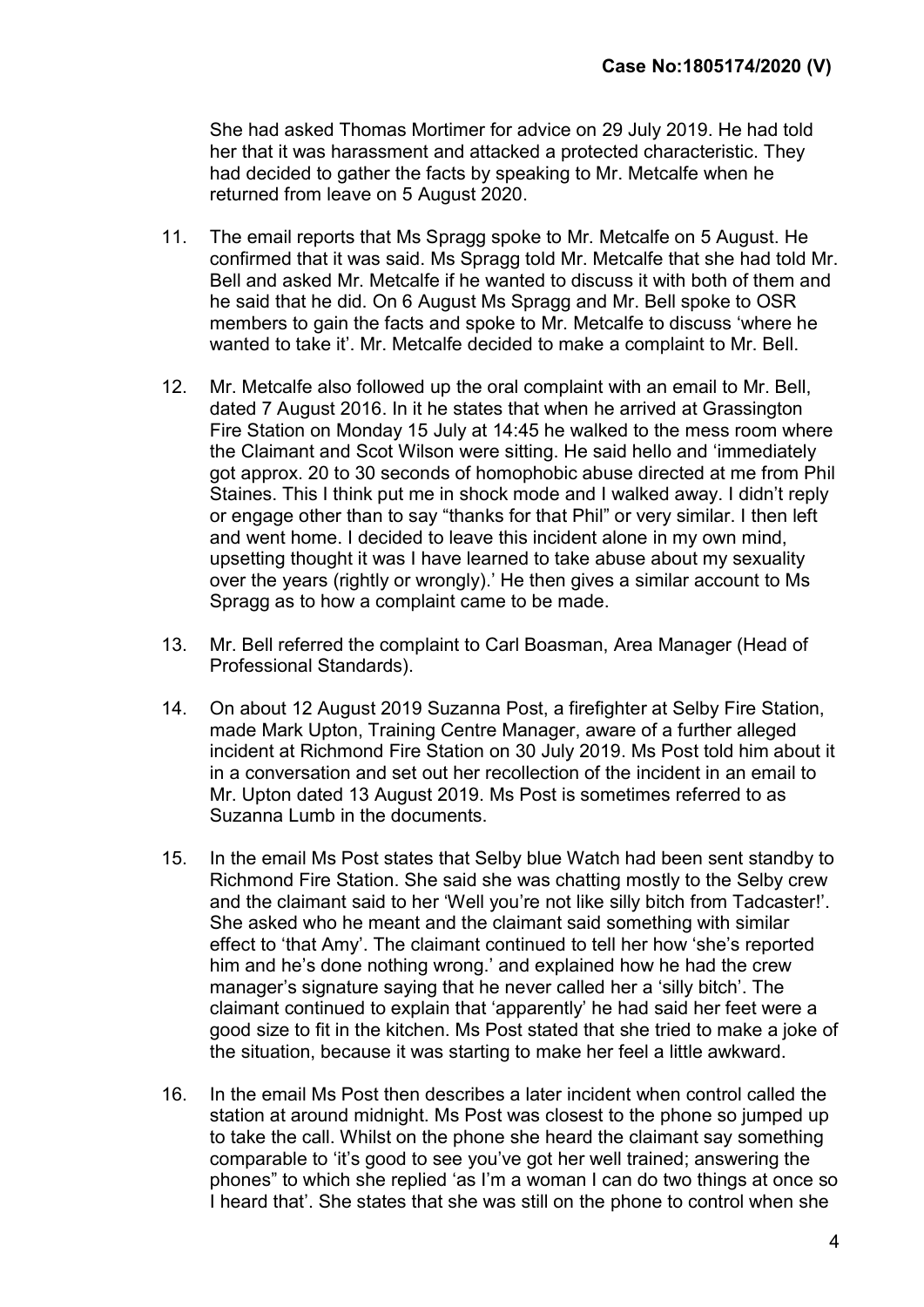She had asked Thomas Mortimer for advice on 29 July 2019. He had told her that it was harassment and attacked a protected characteristic. They had decided to gather the facts by speaking to Mr. Metcalfe when he returned from leave on 5 August 2020.

11. The email reports that Ms Spragg spoke to Mr. Metcalfe on 5 August. He confirmed that it was said. Ms Spragg told Mr. Metcalfe that she had told Mr. Bell and asked Mr. Metcalfe if he wanted to discuss it with both of them and he said that he did. On 6 August Ms Spragg and Mr. Bell spoke to OSR members to gain the facts and spoke to Mr. Metcalfe to discuss 'where he wanted to take it'. Mr. Metcalfe decided to make a complaint to Mr. Bell.

12. Mr. Metcalfe also followed up the oral complaint with an email to Mr. Bell, dated 7 August 2016. In it he states that when he arrived at Grassington Fire Station on Monday 15 July at 14:45 he walked to the mess room where the Claimant and Scot Wilson were sitting. He said hello and 'immediately got approx. 20 to 30 seconds of homophobic abuse directed at me from Phil Staines. This I think put me in shock mode and I walked away. I didn't reply or engage other than to say "thanks for that Phil" or very similar. I then left and went home. I decided to leave this incident alone in my own mind, upsetting thought it was I have learned to take abuse about my sexuality over the years (rightly or wrongly).' He then gives a similar account to Ms Spragg as to how a complaint came to be made.

13. Mr. Bell referred the complaint to Carl Boasman, Area Manager (Head of Professional Standards).

14. On about 12 August 2019 Suzanna Post, a firefighter at Selby Fire Station, made Mark Upton, Training Centre Manager, aware of a further alleged incident at Richmond Fire Station on 30 July 2019. Ms Post told him about it in a conversation and set out her recollection of the incident in an email to Mr. Upton dated 13 August 2019. Ms Post is sometimes referred to as Suzanna Lumb in the documents.

15. In the email Ms Post states that Selby blue Watch had been sent standby to Richmond Fire Station. She said she was chatting mostly to the Selby crew and the claimant said to her 'Well you're not like silly bitch from Tadcaster!'. She asked who he meant and the claimant said something with similar effect to 'that Amy'. The claimant continued to tell her how 'she's reported him and he's done nothing wrong.' and explained how he had the crew manager's signature saying that he never called her a 'silly bitch'. The claimant continued to explain that 'apparently' he had said her feet were a good size to fit in the kitchen. Ms Post stated that she tried to make a joke of the situation, because it was starting to make her feel a little awkward.

16. In the email Ms Post then describes a later incident when control called the station at around midnight. Ms Post was closest to the phone so jumped up to take the call. Whilst on the phone she heard the claimant say something comparable to 'it's good to see you've got her well trained; answering the phones" to which she replied 'as I'm a woman I can do two things at once so I heard that'. She states that she was still on the phone to control when she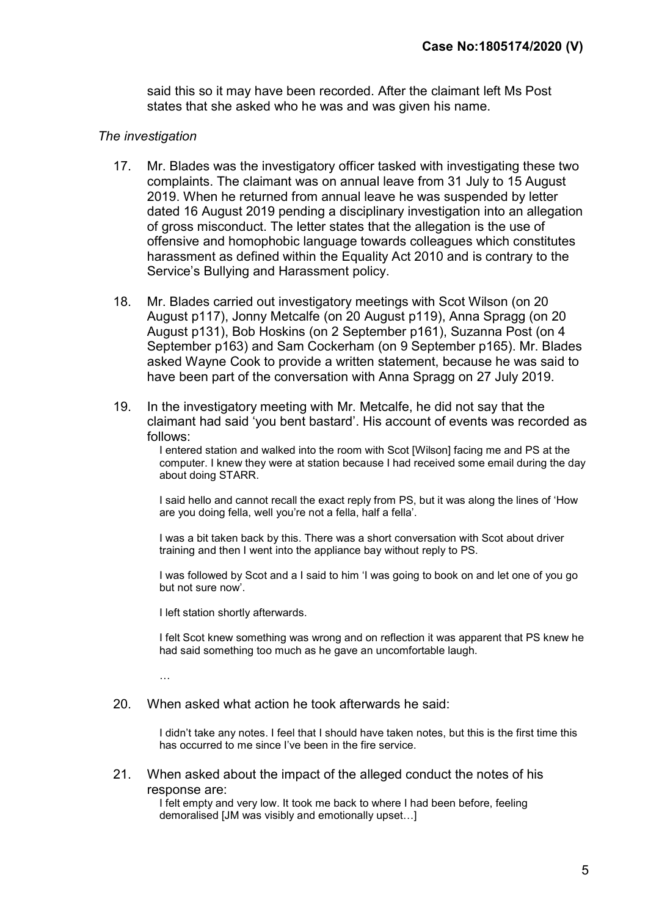said this so it may have been recorded. After the claimant left Ms Post states that she asked who he was and was given his name.

*The investigation*

17. Mr. Blades was the investigatory officer tasked with investigating these two complaints. The claimant was on annual leave from 31 July to 15 August 2019. When he returned from annual leave he was suspended by letter dated 16 August 2019 pending a disciplinary investigation into an allegation of gross misconduct. The letter states that the allegation is the use of offensive and homophobic language towards colleagues which constitutes harassment as defined within the Equality Act 2010 and is contrary to the Service's Bullying and Harassment policy.

18. Mr. Blades carried out investigatory meetings with Scot Wilson (on 20 August p117), Jonny Metcalfe (on 20 August p119), Anna Spragg (on 20 August p131), Bob Hoskins (on 2 September p161), Suzanna Post (on 4 September p163) and Sam Cockerham (on 9 September p165). Mr. Blades asked Wayne Cook to provide a written statement, because he was said to have been part of the conversation with Anna Spragg on 27 July 2019.

19. In the investigatory meeting with Mr. Metcalfe, he did not say that the claimant had said 'you bent bastard'. His account of events was recorded as follows:

    I entered station and walked into the room with Scot [Wilson] facing me and PS at the computer. I knew they were at station because I had received some email during the day about doing STARR.

    I said hello and cannot recall the exact reply from PS, but it was along the lines of 'How are you doing fella, well you're not a fella, half a fella'.

    I was a bit taken back by this. There was a short conversation with Scot about driver training and then I went into the appliance bay without reply to PS.

    I was followed by Scot and a I said to him 'I was going to book on and let one of you go but not sure now'.

    I left station shortly afterwards.

    I felt Scot knew something was wrong and on reflection it was apparent that PS knew he had said something too much as he gave an uncomfortable laugh.

    …

20. When asked what action he took afterwards he said:

    I didn't take any notes. I feel that I should have taken notes, but this is the first time this has occurred to me since I've been in the fire service.

21. When asked about the impact of the alleged conduct the notes of his response are:

    I felt empty and very low. It took me back to where I had been before, feeling demoralised [JM was visibly and emotionally upset…]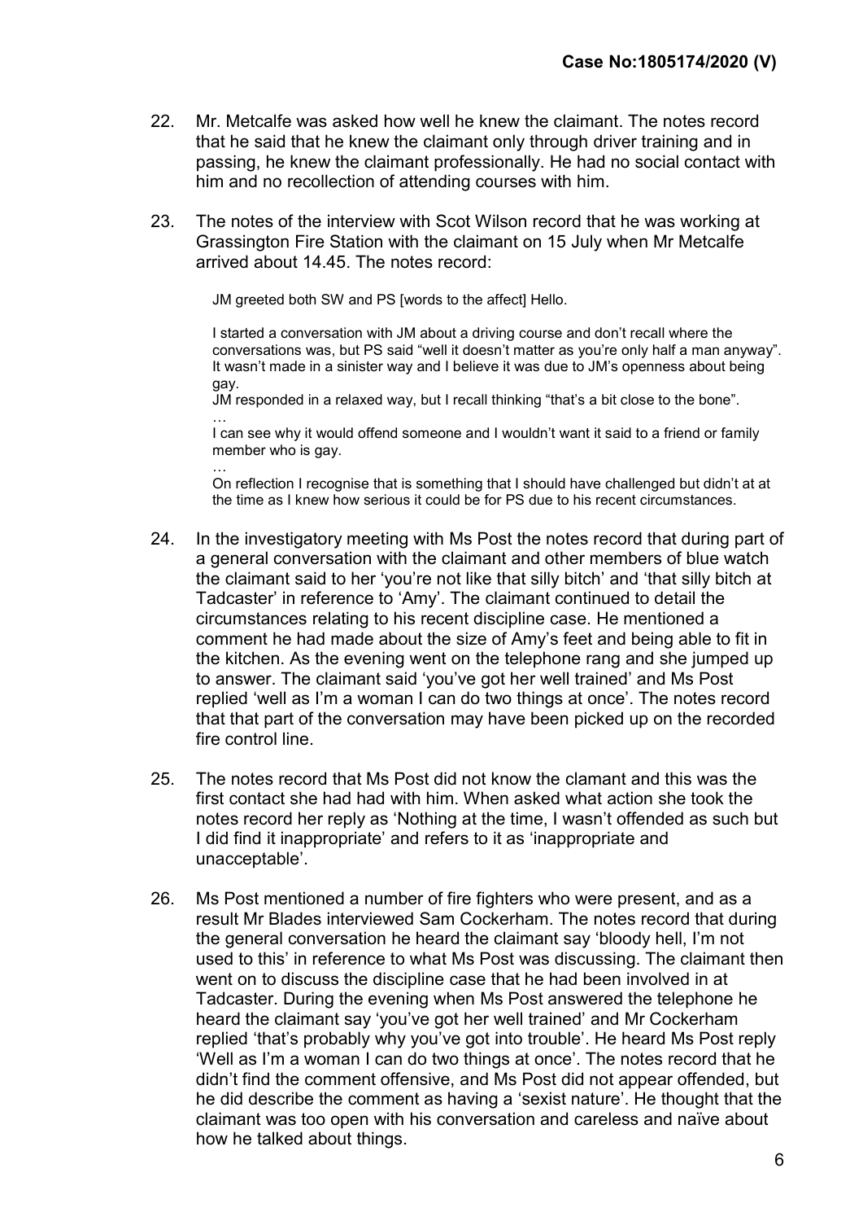22. Mr. Metcalfe was asked how well he knew the claimant. The notes record that he said that he knew the claimant only through driver training and in passing, he knew the claimant professionally. He had no social contact with him and no recollection of attending courses with him.

23. The notes of the interview with Scot Wilson record that he was working at Grassington Fire Station with the claimant on 15 July when Mr Metcalfe arrived about 14.45. The notes record:

> JM greeted both SW and PS [words to the affect] Hello.
>
> I started a conversation with JM about a driving course and don't recall where the conversations was, but PS said "well it doesn't matter as you're only half a man anyway". It wasn't made in a sinister way and I believe it was due to JM's openness about being gay.
> JM responded in a relaxed way, but I recall thinking "that's a bit close to the bone".
> …
> I can see why it would offend someone and I wouldn't want it said to a friend or family member who is gay.
> …
> On reflection I recognise that is something that I should have challenged but didn't at at the time as I knew how serious it could be for PS due to his recent circumstances.

24. In the investigatory meeting with Ms Post the notes record that during part of a general conversation with the claimant and other members of blue watch the claimant said to her 'you're not like that silly bitch' and 'that silly bitch at Tadcaster' in reference to 'Amy'. The claimant continued to detail the circumstances relating to his recent discipline case. He mentioned a comment he had made about the size of Amy's feet and being able to fit in the kitchen. As the evening went on the telephone rang and she jumped up to answer. The claimant said 'you've got her well trained' and Ms Post replied 'well as I'm a woman I can do two things at once'. The notes record that that part of the conversation may have been picked up on the recorded fire control line.

25. The notes record that Ms Post did not know the clamant and this was the first contact she had had with him. When asked what action she took the notes record her reply as 'Nothing at the time, I wasn't offended as such but I did find it inappropriate' and refers to it as 'inappropriate and unacceptable'.

26. Ms Post mentioned a number of fire fighters who were present, and as a result Mr Blades interviewed Sam Cockerham. The notes record that during the general conversation he heard the claimant say 'bloody hell, I'm not used to this' in reference to what Ms Post was discussing. The claimant then went on to discuss the discipline case that he had been involved in at Tadcaster. During the evening when Ms Post answered the telephone he heard the claimant say 'you've got her well trained' and Mr Cockerham replied 'that's probably why you've got into trouble'. He heard Ms Post reply 'Well as I'm a woman I can do two things at once'. The notes record that he didn't find the comment offensive, and Ms Post did not appear offended, but he did describe the comment as having a 'sexist nature'. He thought that the claimant was too open with his conversation and careless and naïve about how he talked about things.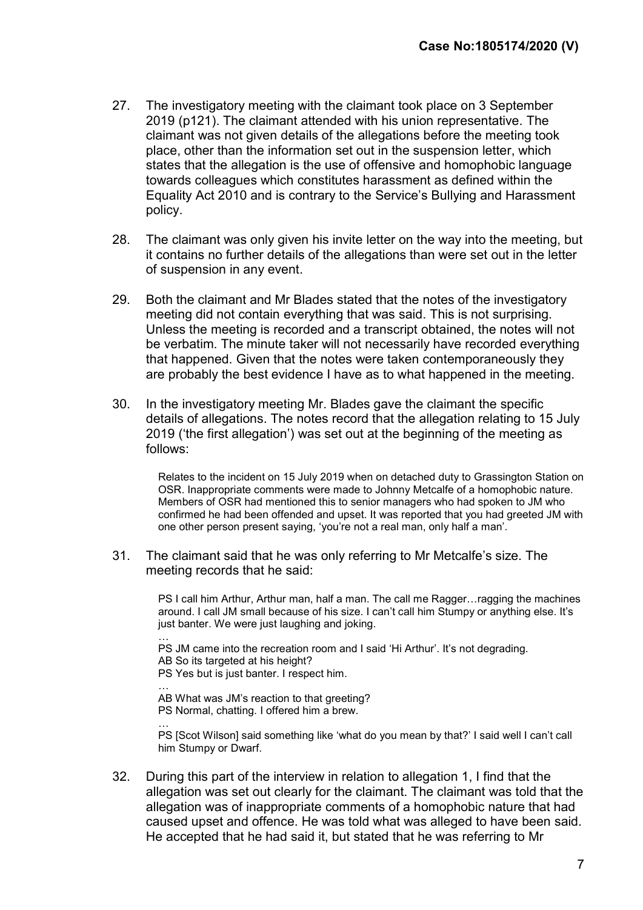27. The investigatory meeting with the claimant took place on 3 September 2019 (p121). The claimant attended with his union representative. The claimant was not given details of the allegations before the meeting took place, other than the information set out in the suspension letter, which states that the allegation is the use of offensive and homophobic language towards colleagues which constitutes harassment as defined within the Equality Act 2010 and is contrary to the Service's Bullying and Harassment policy.

28. The claimant was only given his invite letter on the way into the meeting, but it contains no further details of the allegations than were set out in the letter of suspension in any event.

29. Both the claimant and Mr Blades stated that the notes of the investigatory meeting did not contain everything that was said. This is not surprising. Unless the meeting is recorded and a transcript obtained, the notes will not be verbatim. The minute taker will not necessarily have recorded everything that happened. Given that the notes were taken contemporaneously they are probably the best evidence I have as to what happened in the meeting.

30. In the investigatory meeting Mr. Blades gave the claimant the specific details of allegations. The notes record that the allegation relating to 15 July 2019 ('the first allegation') was set out at the beginning of the meeting as follows:

> Relates to the incident on 15 July 2019 when on detached duty to Grassington Station on OSR. Inappropriate comments were made to Johnny Metcalfe of a homophobic nature. Members of OSR had mentioned this to senior managers who had spoken to JM who confirmed he had been offended and upset. It was reported that you had greeted JM with one other person present saying, 'you're not a real man, only half a man'.

31. The claimant said that he was only referring to Mr Metcalfe's size. The meeting records that he said:

> PS I call him Arthur, Arthur man, half a man. The call me Ragger…ragging the machines around. I call JM small because of his size. I can't call him Stumpy or anything else. It's just banter. We were just laughing and joking.
>
> …
>
> PS JM came into the recreation room and I said 'Hi Arthur'. It's not degrading.
>
> AB So its targeted at his height?
>
> PS Yes but is just banter. I respect him.
>
> …
>
> AB What was JM's reaction to that greeting?
>
> PS Normal, chatting. I offered him a brew.
>
> …
>
> PS [Scot Wilson] said something like 'what do you mean by that?' I said well I can't call him Stumpy or Dwarf.

32. During this part of the interview in relation to allegation 1, I find that the allegation was set out clearly for the claimant. The claimant was told that the allegation was of inappropriate comments of a homophobic nature that had caused upset and offence. He was told what was alleged to have been said. He accepted that he had said it, but stated that he was referring to Mr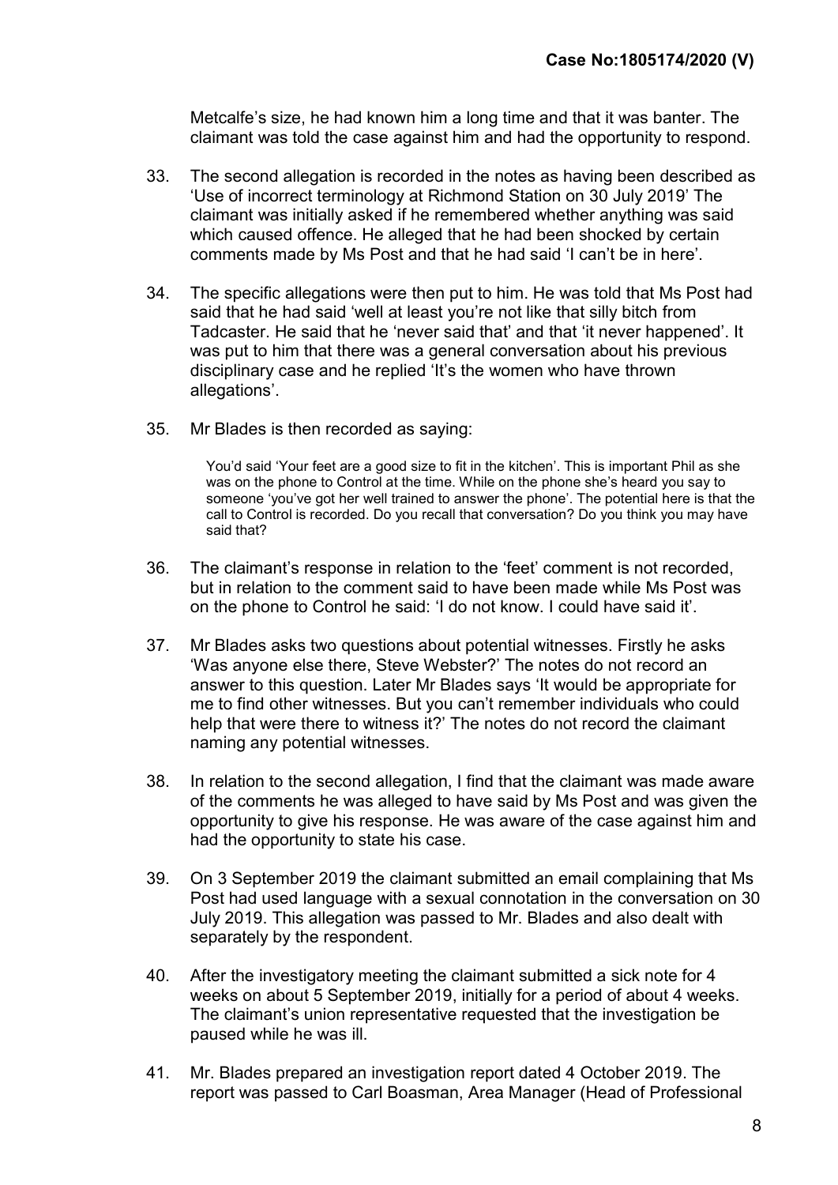Metcalfe's size, he had known him a long time and that it was banter. The claimant was told the case against him and had the opportunity to respond.

33. The second allegation is recorded in the notes as having been described as 'Use of incorrect terminology at Richmond Station on 30 July 2019' The claimant was initially asked if he remembered whether anything was said which caused offence. He alleged that he had been shocked by certain comments made by Ms Post and that he had said 'I can't be in here'.

34. The specific allegations were then put to him. He was told that Ms Post had said that he had said 'well at least you're not like that silly bitch from Tadcaster. He said that he 'never said that' and that 'it never happened'. It was put to him that there was a general conversation about his previous disciplinary case and he replied 'It's the women who have thrown allegations'.

35. Mr Blades is then recorded as saying:

> You'd said 'Your feet are a good size to fit in the kitchen'. This is important Phil as she was on the phone to Control at the time. While on the phone she's heard you say to someone 'you've got her well trained to answer the phone'. The potential here is that the call to Control is recorded. Do you recall that conversation? Do you think you may have said that?

36. The claimant's response in relation to the 'feet' comment is not recorded, but in relation to the comment said to have been made while Ms Post was on the phone to Control he said: 'I do not know. I could have said it'.

37. Mr Blades asks two questions about potential witnesses. Firstly he asks 'Was anyone else there, Steve Webster?' The notes do not record an answer to this question. Later Mr Blades says 'It would be appropriate for me to find other witnesses. But you can't remember individuals who could help that were there to witness it?' The notes do not record the claimant naming any potential witnesses.

38. In relation to the second allegation, I find that the claimant was made aware of the comments he was alleged to have said by Ms Post and was given the opportunity to give his response. He was aware of the case against him and had the opportunity to state his case.

39. On 3 September 2019 the claimant submitted an email complaining that Ms Post had used language with a sexual connotation in the conversation on 30 July 2019. This allegation was passed to Mr. Blades and also dealt with separately by the respondent.

40. After the investigatory meeting the claimant submitted a sick note for 4 weeks on about 5 September 2019, initially for a period of about 4 weeks. The claimant's union representative requested that the investigation be paused while he was ill.

41. Mr. Blades prepared an investigation report dated 4 October 2019. The report was passed to Carl Boasman, Area Manager (Head of Professional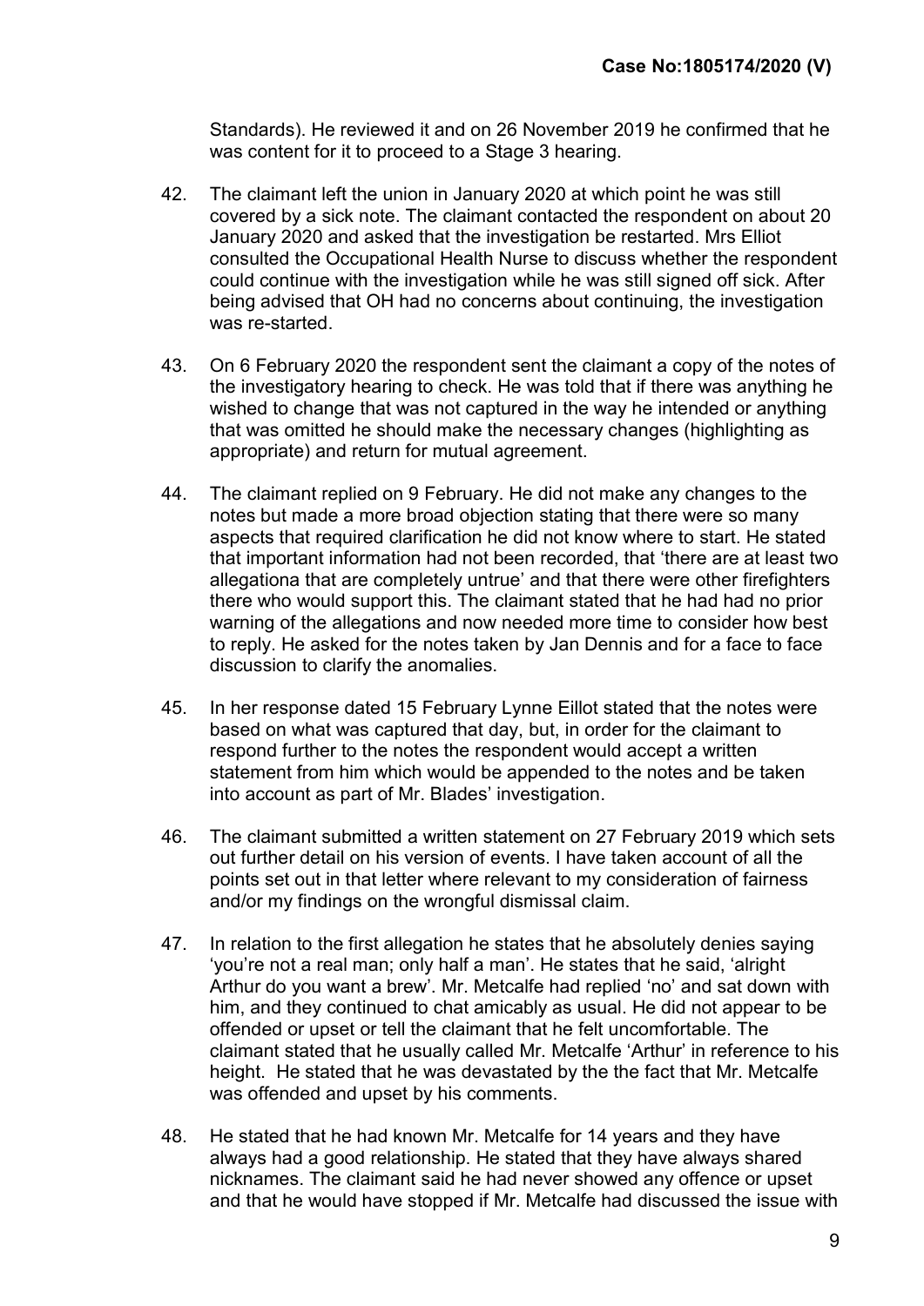Standards). He reviewed it and on 26 November 2019 he confirmed that he was content for it to proceed to a Stage 3 hearing.

42. The claimant left the union in January 2020 at which point he was still covered by a sick note. The claimant contacted the respondent on about 20 January 2020 and asked that the investigation be restarted. Mrs Elliot consulted the Occupational Health Nurse to discuss whether the respondent could continue with the investigation while he was still signed off sick. After being advised that OH had no concerns about continuing, the investigation was re-started.

43. On 6 February 2020 the respondent sent the claimant a copy of the notes of the investigatory hearing to check. He was told that if there was anything he wished to change that was not captured in the way he intended or anything that was omitted he should make the necessary changes (highlighting as appropriate) and return for mutual agreement.

44. The claimant replied on 9 February. He did not make any changes to the notes but made a more broad objection stating that there were so many aspects that required clarification he did not know where to start. He stated that important information had not been recorded, that 'there are at least two allegationa that are completely untrue' and that there were other firefighters there who would support this. The claimant stated that he had had no prior warning of the allegations and now needed more time to consider how best to reply. He asked for the notes taken by Jan Dennis and for a face to face discussion to clarify the anomalies.

45. In her response dated 15 February Lynne Eillot stated that the notes were based on what was captured that day, but, in order for the claimant to respond further to the notes the respondent would accept a written statement from him which would be appended to the notes and be taken into account as part of Mr. Blades' investigation.

46. The claimant submitted a written statement on 27 February 2019 which sets out further detail on his version of events. I have taken account of all the points set out in that letter where relevant to my consideration of fairness and/or my findings on the wrongful dismissal claim.

47. In relation to the first allegation he states that he absolutely denies saying 'you're not a real man; only half a man'. He states that he said, 'alright Arthur do you want a brew'. Mr. Metcalfe had replied 'no' and sat down with him, and they continued to chat amicably as usual. He did not appear to be offended or upset or tell the claimant that he felt uncomfortable. The claimant stated that he usually called Mr. Metcalfe 'Arthur' in reference to his height. He stated that he was devastated by the the fact that Mr. Metcalfe was offended and upset by his comments.

48. He stated that he had known Mr. Metcalfe for 14 years and they have always had a good relationship. He stated that they have always shared nicknames. The claimant said he had never showed any offence or upset and that he would have stopped if Mr. Metcalfe had discussed the issue with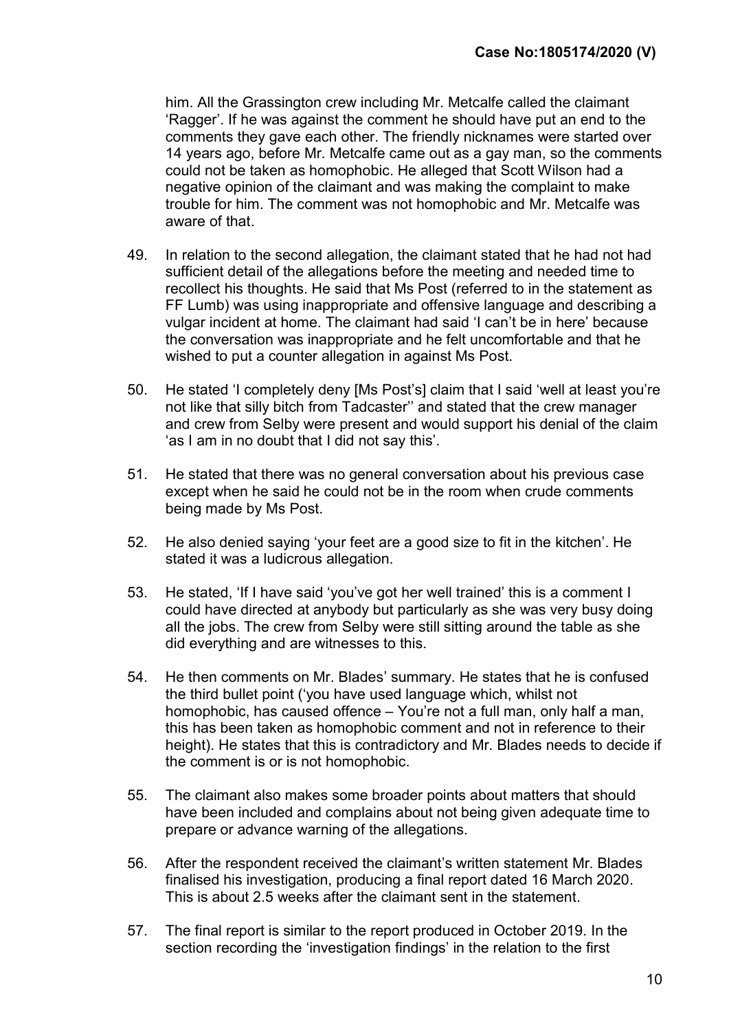him. All the Grassington crew including Mr. Metcalfe called the claimant 'Ragger'. If he was against the comment he should have put an end to the comments they gave each other. The friendly nicknames were started over 14 years ago, before Mr. Metcalfe came out as a gay man, so the comments could not be taken as homophobic. He alleged that Scott Wilson had a negative opinion of the claimant and was making the complaint to make trouble for him. The comment was not homophobic and Mr. Metcalfe was aware of that.

49. In relation to the second allegation, the claimant stated that he had not had sufficient detail of the allegations before the meeting and needed time to recollect his thoughts. He said that Ms Post (referred to in the statement as FF Lumb) was using inappropriate and offensive language and describing a vulgar incident at home. The claimant had said 'I can't be in here' because the conversation was inappropriate and he felt uncomfortable and that he wished to put a counter allegation in against Ms Post.

50. He stated 'I completely deny [Ms Post's] claim that I said 'well at least you're not like that silly bitch from Tadcaster'' and stated that the crew manager and crew from Selby were present and would support his denial of the claim 'as I am in no doubt that I did not say this'.

51. He stated that there was no general conversation about his previous case except when he said he could not be in the room when crude comments being made by Ms Post.

52. He also denied saying 'your feet are a good size to fit in the kitchen'. He stated it was a ludicrous allegation.

53. He stated, 'If I have said 'you've got her well trained' this is a comment I could have directed at anybody but particularly as she was very busy doing all the jobs. The crew from Selby were still sitting around the table as she did everything and are witnesses to this.

54. He then comments on Mr. Blades' summary. He states that he is confused the third bullet point ('you have used language which, whilst not homophobic, has caused offence – You're not a full man, only half a man, this has been taken as homophobic comment and not in reference to their height). He states that this is contradictory and Mr. Blades needs to decide if the comment is or is not homophobic.

55. The claimant also makes some broader points about matters that should have been included and complains about not being given adequate time to prepare or advance warning of the allegations.

56. After the respondent received the claimant's written statement Mr. Blades finalised his investigation, producing a final report dated 16 March 2020. This is about 2.5 weeks after the claimant sent in the statement.

57. The final report is similar to the report produced in October 2019. In the section recording the 'investigation findings' in the relation to the first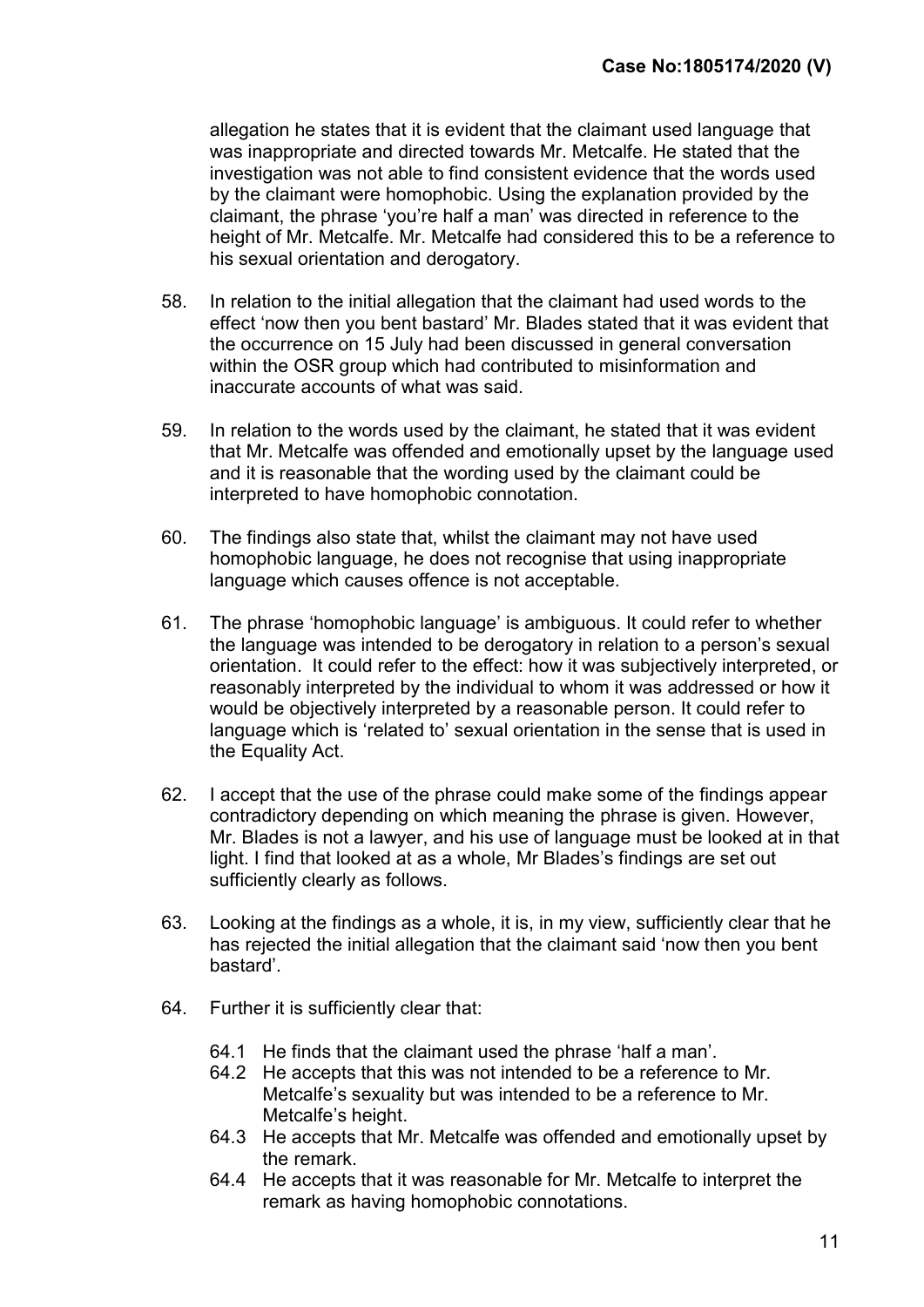allegation he states that it is evident that the claimant used language that was inappropriate and directed towards Mr. Metcalfe. He stated that the investigation was not able to find consistent evidence that the words used by the claimant were homophobic. Using the explanation provided by the claimant, the phrase 'you're half a man' was directed in reference to the height of Mr. Metcalfe. Mr. Metcalfe had considered this to be a reference to his sexual orientation and derogatory.

58. In relation to the initial allegation that the claimant had used words to the effect 'now then you bent bastard' Mr. Blades stated that it was evident that the occurrence on 15 July had been discussed in general conversation within the OSR group which had contributed to misinformation and inaccurate accounts of what was said.

59. In relation to the words used by the claimant, he stated that it was evident that Mr. Metcalfe was offended and emotionally upset by the language used and it is reasonable that the wording used by the claimant could be interpreted to have homophobic connotation.

60. The findings also state that, whilst the claimant may not have used homophobic language, he does not recognise that using inappropriate language which causes offence is not acceptable.

61. The phrase 'homophobic language' is ambiguous. It could refer to whether the language was intended to be derogatory in relation to a person's sexual orientation. It could refer to the effect: how it was subjectively interpreted, or reasonably interpreted by the individual to whom it was addressed or how it would be objectively interpreted by a reasonable person. It could refer to language which is 'related to' sexual orientation in the sense that is used in the Equality Act.

62. I accept that the use of the phrase could make some of the findings appear contradictory depending on which meaning the phrase is given. However, Mr. Blades is not a lawyer, and his use of language must be looked at in that light. I find that looked at as a whole, Mr Blades's findings are set out sufficiently clearly as follows.

63. Looking at the findings as a whole, it is, in my view, sufficiently clear that he has rejected the initial allegation that the claimant said 'now then you bent bastard'.

64. Further it is sufficiently clear that:

    64.1 He finds that the claimant used the phrase 'half a man'.
    64.2 He accepts that this was not intended to be a reference to Mr. Metcalfe's sexuality but was intended to be a reference to Mr. Metcalfe's height.
    64.3 He accepts that Mr. Metcalfe was offended and emotionally upset by the remark.
    64.4 He accepts that it was reasonable for Mr. Metcalfe to interpret the remark as having homophobic connotations.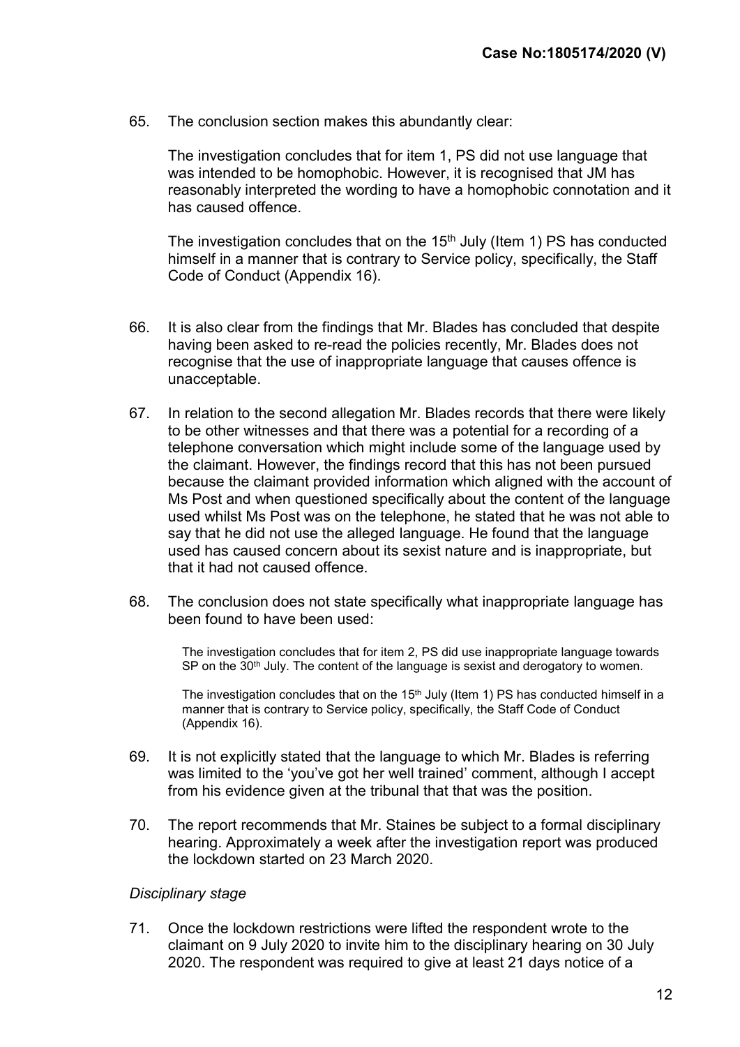65. The conclusion section makes this abundantly clear:

> The investigation concludes that for item 1, PS did not use language that was intended to be homophobic. However, it is recognised that JM has reasonably interpreted the wording to have a homophobic connotation and it has caused offence.
>
> The investigation concludes that on the 15th July (Item 1) PS has conducted himself in a manner that is contrary to Service policy, specifically, the Staff Code of Conduct (Appendix 16).

66. It is also clear from the findings that Mr. Blades has concluded that despite having been asked to re-read the policies recently, Mr. Blades does not recognise that the use of inappropriate language that causes offence is unacceptable.

67. In relation to the second allegation Mr. Blades records that there were likely to be other witnesses and that there was a potential for a recording of a telephone conversation which might include some of the language used by the claimant. However, the findings record that this has not been pursued because the claimant provided information which aligned with the account of Ms Post and when questioned specifically about the content of the language used whilst Ms Post was on the telephone, he stated that he was not able to say that he did not use the alleged language. He found that the language used has caused concern about its sexist nature and is inappropriate, but that it had not caused offence.

68. The conclusion does not state specifically what inappropriate language has been found to have been used:

> The investigation concludes that for item 2, PS did use inappropriate language towards SP on the 30th July. The content of the language is sexist and derogatory to women.
>
> The investigation concludes that on the 15th July (Item 1) PS has conducted himself in a manner that is contrary to Service policy, specifically, the Staff Code of Conduct (Appendix 16).

69. It is not explicitly stated that the language to which Mr. Blades is referring was limited to the 'you've got her well trained' comment, although I accept from his evidence given at the tribunal that that was the position.

70. The report recommends that Mr. Staines be subject to a formal disciplinary hearing. Approximately a week after the investigation report was produced the lockdown started on 23 March 2020.

*Disciplinary stage*

71. Once the lockdown restrictions were lifted the respondent wrote to the claimant on 9 July 2020 to invite him to the disciplinary hearing on 30 July 2020. The respondent was required to give at least 21 days notice of a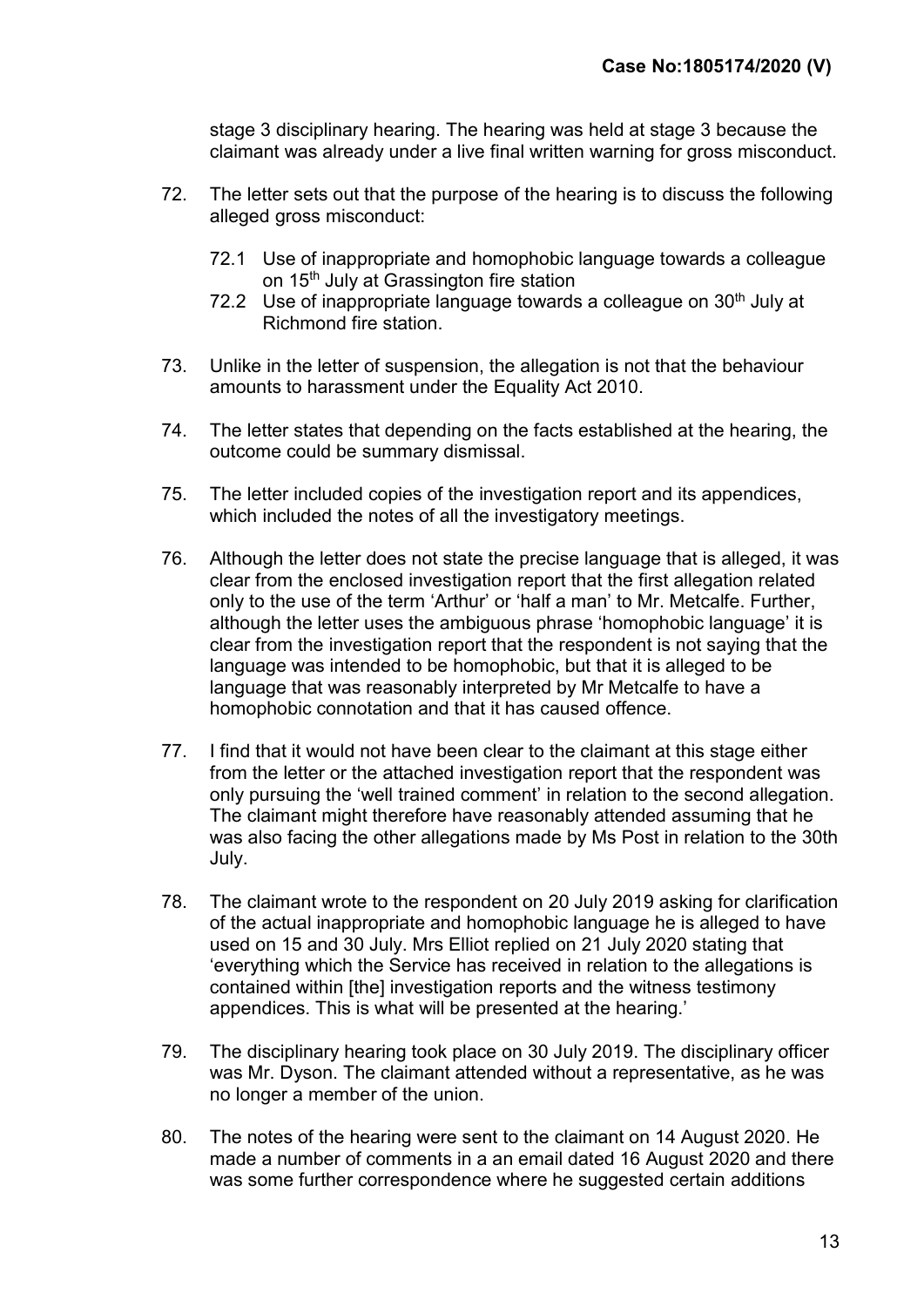stage 3 disciplinary hearing. The hearing was held at stage 3 because the claimant was already under a live final written warning for gross misconduct.

72. The letter sets out that the purpose of the hearing is to discuss the following alleged gross misconduct:

    72.1 Use of inappropriate and homophobic language towards a colleague on 15th July at Grassington fire station

    72.2 Use of inappropriate language towards a colleague on 30th July at Richmond fire station.

73. Unlike in the letter of suspension, the allegation is not that the behaviour amounts to harassment under the Equality Act 2010.

74. The letter states that depending on the facts established at the hearing, the outcome could be summary dismissal.

75. The letter included copies of the investigation report and its appendices, which included the notes of all the investigatory meetings.

76. Although the letter does not state the precise language that is alleged, it was clear from the enclosed investigation report that the first allegation related only to the use of the term 'Arthur' or 'half a man' to Mr. Metcalfe. Further, although the letter uses the ambiguous phrase 'homophobic language' it is clear from the investigation report that the respondent is not saying that the language was intended to be homophobic, but that it is alleged to be language that was reasonably interpreted by Mr Metcalfe to have a homophobic connotation and that it has caused offence.

77. I find that it would not have been clear to the claimant at this stage either from the letter or the attached investigation report that the respondent was only pursuing the 'well trained comment' in relation to the second allegation. The claimant might therefore have reasonably attended assuming that he was also facing the other allegations made by Ms Post in relation to the 30th July.

78. The claimant wrote to the respondent on 20 July 2019 asking for clarification of the actual inappropriate and homophobic language he is alleged to have used on 15 and 30 July. Mrs Elliot replied on 21 July 2020 stating that 'everything which the Service has received in relation to the allegations is contained within [the] investigation reports and the witness testimony appendices. This is what will be presented at the hearing.'

79. The disciplinary hearing took place on 30 July 2019. The disciplinary officer was Mr. Dyson. The claimant attended without a representative, as he was no longer a member of the union.

80. The notes of the hearing were sent to the claimant on 14 August 2020. He made a number of comments in a an email dated 16 August 2020 and there was some further correspondence where he suggested certain additions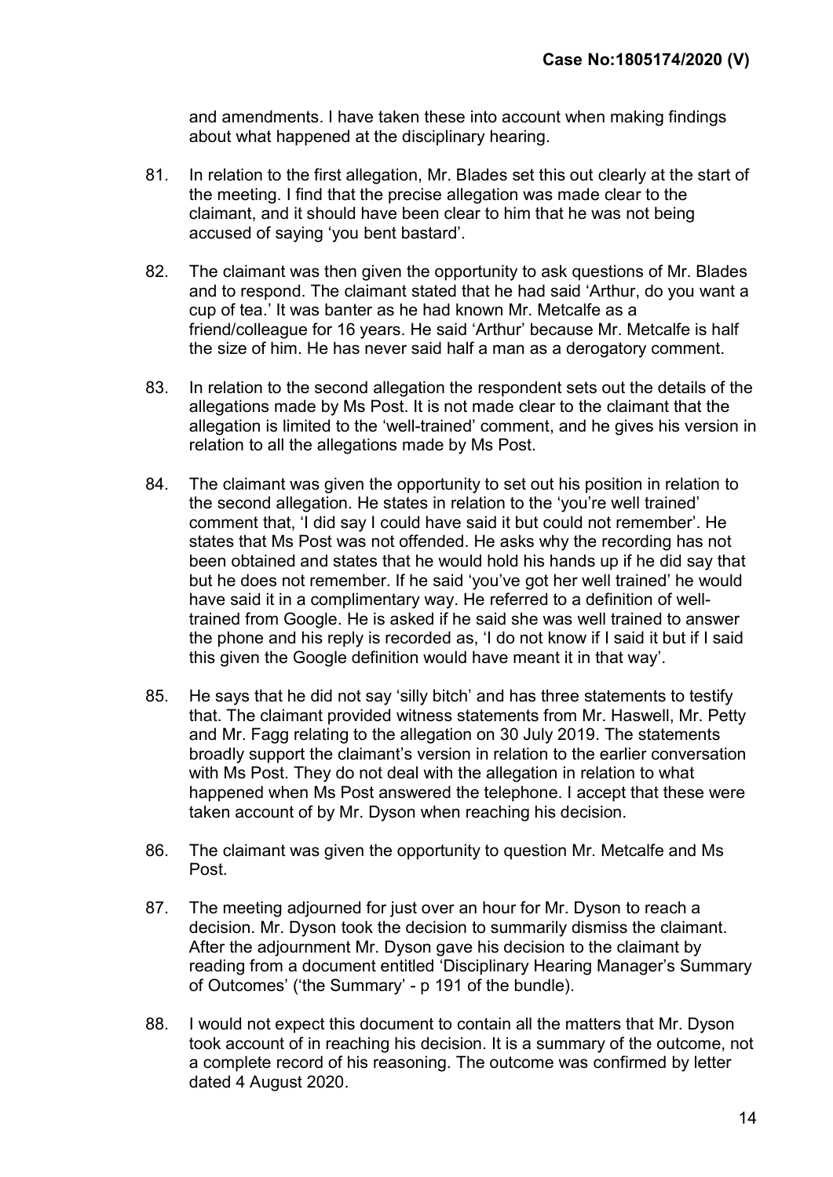and amendments. I have taken these into account when making findings about what happened at the disciplinary hearing.

81. In relation to the first allegation, Mr. Blades set this out clearly at the start of the meeting. I find that the precise allegation was made clear to the claimant, and it should have been clear to him that he was not being accused of saying 'you bent bastard'.

82. The claimant was then given the opportunity to ask questions of Mr. Blades and to respond. The claimant stated that he had said 'Arthur, do you want a cup of tea.' It was banter as he had known Mr. Metcalfe as a friend/colleague for 16 years. He said 'Arthur' because Mr. Metcalfe is half the size of him. He has never said half a man as a derogatory comment.

83. In relation to the second allegation the respondent sets out the details of the allegations made by Ms Post. It is not made clear to the claimant that the allegation is limited to the 'well-trained' comment, and he gives his version in relation to all the allegations made by Ms Post.

84. The claimant was given the opportunity to set out his position in relation to the second allegation. He states in relation to the 'you're well trained' comment that, 'I did say I could have said it but could not remember'. He states that Ms Post was not offended. He asks why the recording has not been obtained and states that he would hold his hands up if he did say that but he does not remember. If he said 'you've got her well trained' he would have said it in a complimentary way. He referred to a definition of well-trained from Google. He is asked if he said she was well trained to answer the phone and his reply is recorded as, 'I do not know if I said it but if I said this given the Google definition would have meant it in that way'.

85. He says that he did not say 'silly bitch' and has three statements to testify that. The claimant provided witness statements from Mr. Haswell, Mr. Petty and Mr. Fagg relating to the allegation on 30 July 2019. The statements broadly support the claimant's version in relation to the earlier conversation with Ms Post. They do not deal with the allegation in relation to what happened when Ms Post answered the telephone. I accept that these were taken account of by Mr. Dyson when reaching his decision.

86. The claimant was given the opportunity to question Mr. Metcalfe and Ms Post.

87. The meeting adjourned for just over an hour for Mr. Dyson to reach a decision. Mr. Dyson took the decision to summarily dismiss the claimant. After the adjournment Mr. Dyson gave his decision to the claimant by reading from a document entitled 'Disciplinary Hearing Manager's Summary of Outcomes' ('the Summary' - p 191 of the bundle).

88. I would not expect this document to contain all the matters that Mr. Dyson took account of in reaching his decision. It is a summary of the outcome, not a complete record of his reasoning. The outcome was confirmed by letter dated 4 August 2020.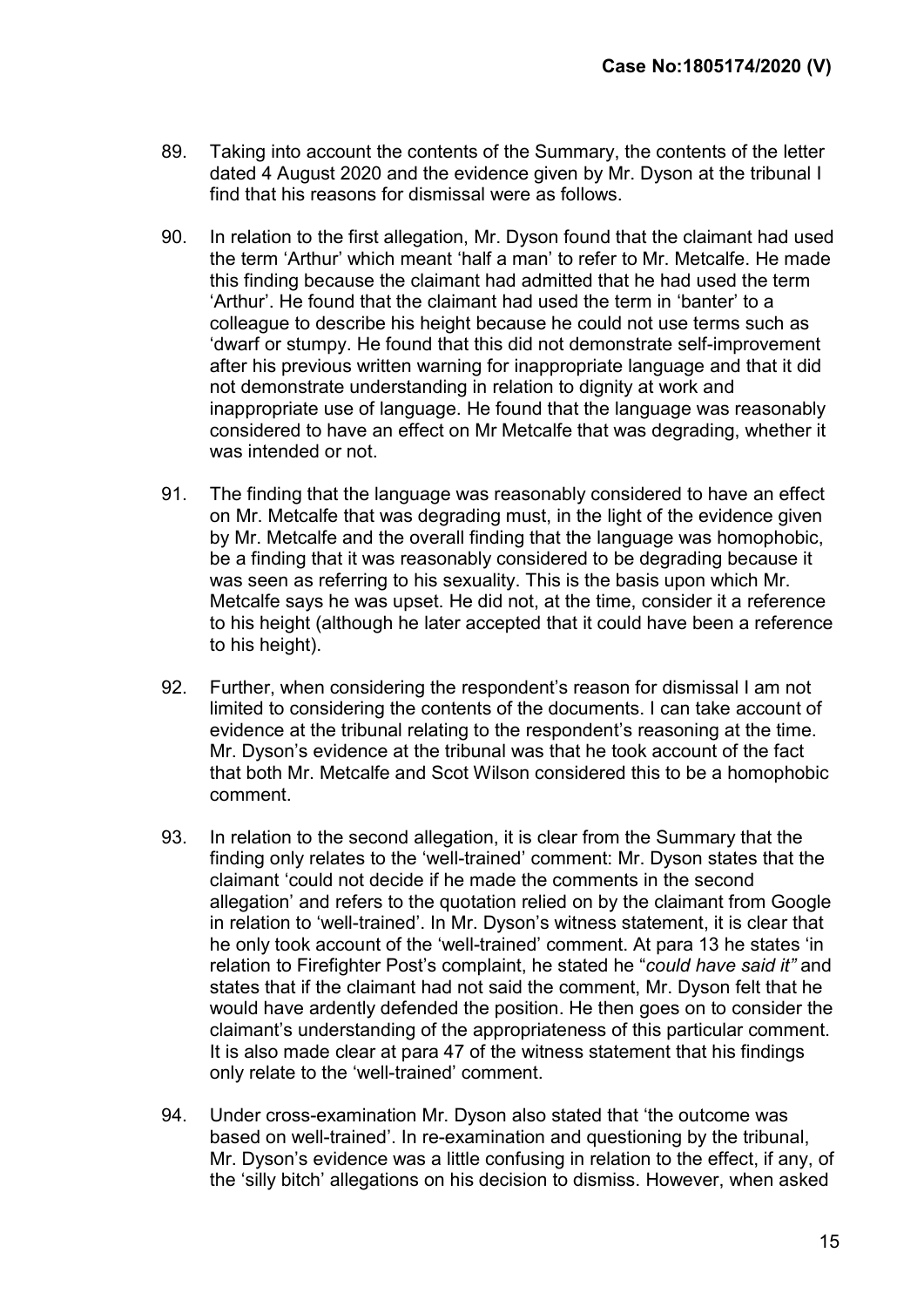89. Taking into account the contents of the Summary, the contents of the letter dated 4 August 2020 and the evidence given by Mr. Dyson at the tribunal I find that his reasons for dismissal were as follows.

90. In relation to the first allegation, Mr. Dyson found that the claimant had used the term 'Arthur' which meant 'half a man' to refer to Mr. Metcalfe. He made this finding because the claimant had admitted that he had used the term 'Arthur'. He found that the claimant had used the term in 'banter' to a colleague to describe his height because he could not use terms such as 'dwarf or stumpy. He found that this did not demonstrate self-improvement after his previous written warning for inappropriate language and that it did not demonstrate understanding in relation to dignity at work and inappropriate use of language. He found that the language was reasonably considered to have an effect on Mr Metcalfe that was degrading, whether it was intended or not.

91. The finding that the language was reasonably considered to have an effect on Mr. Metcalfe that was degrading must, in the light of the evidence given by Mr. Metcalfe and the overall finding that the language was homophobic, be a finding that it was reasonably considered to be degrading because it was seen as referring to his sexuality. This is the basis upon which Mr. Metcalfe says he was upset. He did not, at the time, consider it a reference to his height (although he later accepted that it could have been a reference to his height).

92. Further, when considering the respondent's reason for dismissal I am not limited to considering the contents of the documents. I can take account of evidence at the tribunal relating to the respondent's reasoning at the time. Mr. Dyson's evidence at the tribunal was that he took account of the fact that both Mr. Metcalfe and Scot Wilson considered this to be a homophobic comment.

93. In relation to the second allegation, it is clear from the Summary that the finding only relates to the 'well-trained' comment: Mr. Dyson states that the claimant 'could not decide if he made the comments in the second allegation' and refers to the quotation relied on by the claimant from Google in relation to 'well-trained'. In Mr. Dyson's witness statement, it is clear that he only took account of the 'well-trained' comment. At para 13 he states 'in relation to Firefighter Post's complaint, he stated he "*could have said it"* and states that if the claimant had not said the comment, Mr. Dyson felt that he would have ardently defended the position. He then goes on to consider the claimant's understanding of the appropriateness of this particular comment. It is also made clear at para 47 of the witness statement that his findings only relate to the 'well-trained' comment.

94. Under cross-examination Mr. Dyson also stated that 'the outcome was based on well-trained'. In re-examination and questioning by the tribunal, Mr. Dyson's evidence was a little confusing in relation to the effect, if any, of the 'silly bitch' allegations on his decision to dismiss. However, when asked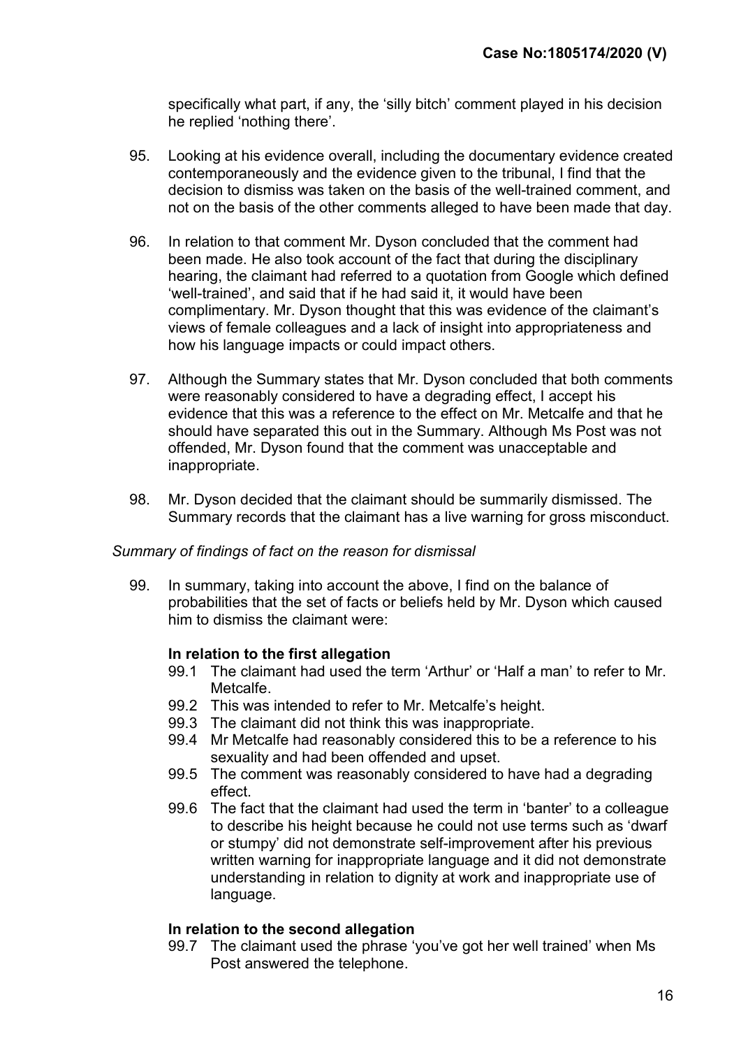specifically what part, if any, the 'silly bitch' comment played in his decision he replied 'nothing there'.

95. Looking at his evidence overall, including the documentary evidence created contemporaneously and the evidence given to the tribunal, I find that the decision to dismiss was taken on the basis of the well-trained comment, and not on the basis of the other comments alleged to have been made that day.

96. In relation to that comment Mr. Dyson concluded that the comment had been made. He also took account of the fact that during the disciplinary hearing, the claimant had referred to a quotation from Google which defined 'well-trained', and said that if he had said it, it would have been complimentary. Mr. Dyson thought that this was evidence of the claimant's views of female colleagues and a lack of insight into appropriateness and how his language impacts or could impact others.

97. Although the Summary states that Mr. Dyson concluded that both comments were reasonably considered to have a degrading effect, I accept his evidence that this was a reference to the effect on Mr. Metcalfe and that he should have separated this out in the Summary. Although Ms Post was not offended, Mr. Dyson found that the comment was unacceptable and inappropriate.

98. Mr. Dyson decided that the claimant should be summarily dismissed. The Summary records that the claimant has a live warning for gross misconduct.

*Summary of findings of fact on the reason for dismissal*

99. In summary, taking into account the above, I find on the balance of probabilities that the set of facts or beliefs held by Mr. Dyson which caused him to dismiss the claimant were:

**In relation to the first allegation**

99.1 The claimant had used the term 'Arthur' or 'Half a man' to refer to Mr. Metcalfe.

99.2 This was intended to refer to Mr. Metcalfe's height.

99.3 The claimant did not think this was inappropriate.

99.4 Mr Metcalfe had reasonably considered this to be a reference to his sexuality and had been offended and upset.

99.5 The comment was reasonably considered to have had a degrading effect.

99.6 The fact that the claimant had used the term in 'banter' to a colleague to describe his height because he could not use terms such as 'dwarf or stumpy' did not demonstrate self-improvement after his previous written warning for inappropriate language and it did not demonstrate understanding in relation to dignity at work and inappropriate use of language.

**In relation to the second allegation**

99.7 The claimant used the phrase 'you've got her well trained' when Ms Post answered the telephone.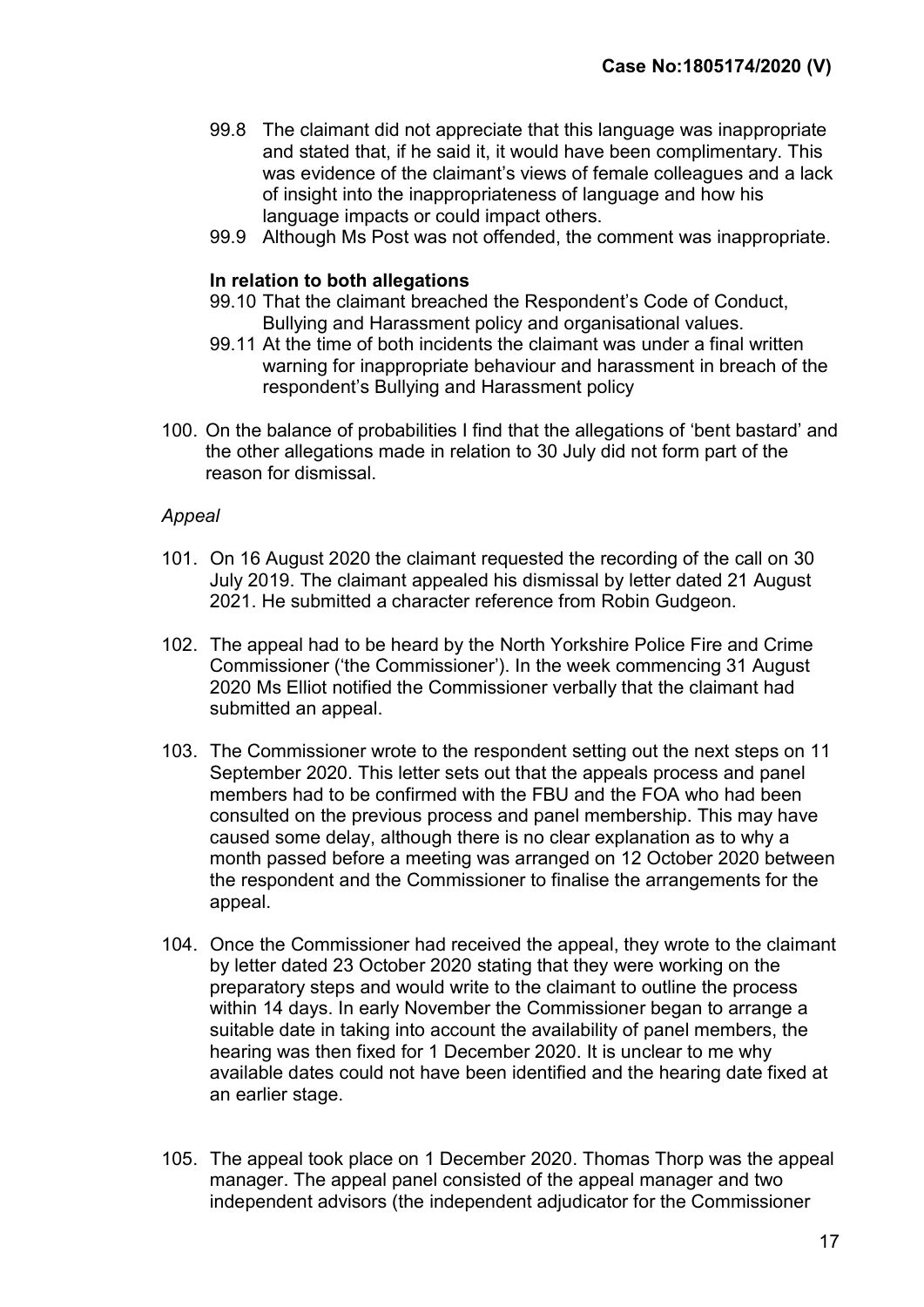99.8 The claimant did not appreciate that this language was inappropriate and stated that, if he said it, it would have been complimentary. This was evidence of the claimant's views of female colleagues and a lack of insight into the inappropriateness of language and how his language impacts or could impact others.

99.9 Although Ms Post was not offended, the comment was inappropriate.

**In relation to both allegations**

99.10 That the claimant breached the Respondent's Code of Conduct, Bullying and Harassment policy and organisational values.

99.11 At the time of both incidents the claimant was under a final written warning for inappropriate behaviour and harassment in breach of the respondent's Bullying and Harassment policy

100. On the balance of probabilities I find that the allegations of 'bent bastard' and the other allegations made in relation to 30 July did not form part of the reason for dismissal.

*Appeal*

101. On 16 August 2020 the claimant requested the recording of the call on 30 July 2019. The claimant appealed his dismissal by letter dated 21 August 2021. He submitted a character reference from Robin Gudgeon.

102. The appeal had to be heard by the North Yorkshire Police Fire and Crime Commissioner ('the Commissioner'). In the week commencing 31 August 2020 Ms Elliot notified the Commissioner verbally that the claimant had submitted an appeal.

103. The Commissioner wrote to the respondent setting out the next steps on 11 September 2020. This letter sets out that the appeals process and panel members had to be confirmed with the FBU and the FOA who had been consulted on the previous process and panel membership. This may have caused some delay, although there is no clear explanation as to why a month passed before a meeting was arranged on 12 October 2020 between the respondent and the Commissioner to finalise the arrangements for the appeal.

104. Once the Commissioner had received the appeal, they wrote to the claimant by letter dated 23 October 2020 stating that they were working on the preparatory steps and would write to the claimant to outline the process within 14 days. In early November the Commissioner began to arrange a suitable date in taking into account the availability of panel members, the hearing was then fixed for 1 December 2020. It is unclear to me why available dates could not have been identified and the hearing date fixed at an earlier stage.

105. The appeal took place on 1 December 2020. Thomas Thorp was the appeal manager. The appeal panel consisted of the appeal manager and two independent advisors (the independent adjudicator for the Commissioner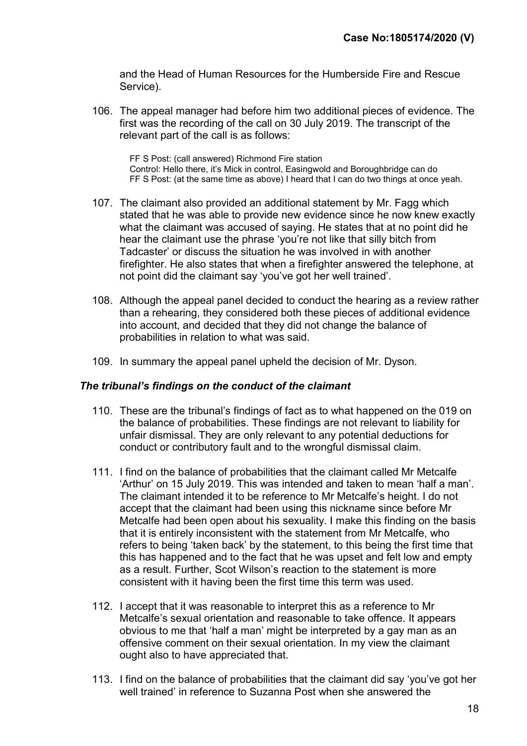and the Head of Human Resources for the Humberside Fire and Rescue Service).

106. The appeal manager had before him two additional pieces of evidence. The first was the recording of the call on 30 July 2019. The transcript of the relevant part of the call is as follows:

> FF S Post: (call answered) Richmond Fire station
> Control: Hello there, it's Mick in control, Easingwold and Boroughbridge can do
> FF S Post: (at the same time as above) I heard that I can do two things at once yeah.

107. The claimant also provided an additional statement by Mr. Fagg which stated that he was able to provide new evidence since he now knew exactly what the claimant was accused of saying. He states that at no point did he hear the claimant use the phrase 'you're not like that silly bitch from Tadcaster' or discuss the situation he was involved in with another firefighter. He also states that when a firefighter answered the telephone, at not point did the claimant say 'you've got her well trained'.

108. Although the appeal panel decided to conduct the hearing as a review rather than a rehearing, they considered both these pieces of additional evidence into account, and decided that they did not change the balance of probabilities in relation to what was said.

109. In summary the appeal panel upheld the decision of Mr. Dyson.

### *The tribunal's findings on the conduct of the claimant*

110. These are the tribunal's findings of fact as to what happened on the 019 on the balance of probabilities. These findings are not relevant to liability for unfair dismissal. They are only relevant to any potential deductions for conduct or contributory fault and to the wrongful dismissal claim.

111. I find on the balance of probabilities that the claimant called Mr Metcalfe 'Arthur' on 15 July 2019. This was intended and taken to mean 'half a man'. The claimant intended it to be reference to Mr Metcalfe's height. I do not accept that the claimant had been using this nickname since before Mr Metcalfe had been open about his sexuality. I make this finding on the basis that it is entirely inconsistent with the statement from Mr Metcalfe, who refers to being 'taken back' by the statement, to this being the first time that this has happened and to the fact that he was upset and felt low and empty as a result. Further, Scot Wilson's reaction to the statement is more consistent with it having been the first time this term was used.

112. I accept that it was reasonable to interpret this as a reference to Mr Metcalfe's sexual orientation and reasonable to take offence. It appears obvious to me that 'half a man' might be interpreted by a gay man as an offensive comment on their sexual orientation. In my view the claimant ought also to have appreciated that.

113. I find on the balance of probabilities that the claimant did say 'you've got her well trained' in reference to Suzanna Post when she answered the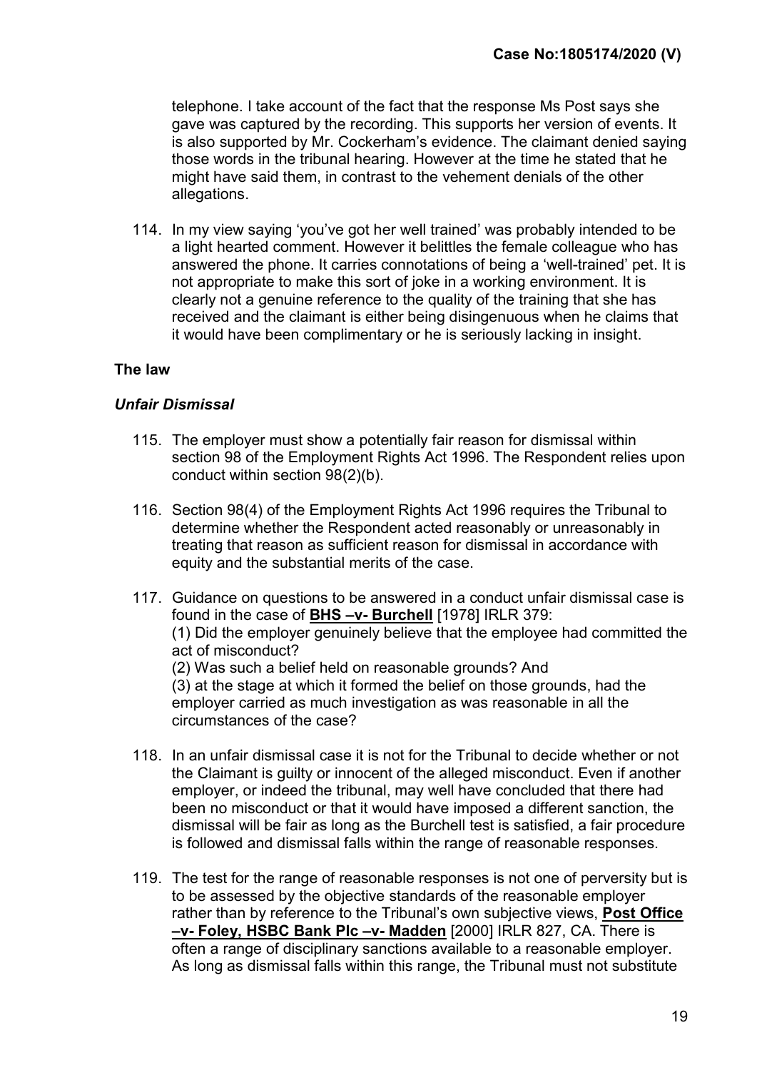telephone. I take account of the fact that the response Ms Post says she gave was captured by the recording. This supports her version of events. It is also supported by Mr. Cockerham's evidence. The claimant denied saying those words in the tribunal hearing. However at the time he stated that he might have said them, in contrast to the vehement denials of the other allegations.

114. In my view saying 'you've got her well trained' was probably intended to be a light hearted comment. However it belittles the female colleague who has answered the phone. It carries connotations of being a 'well-trained' pet. It is not appropriate to make this sort of joke in a working environment. It is clearly not a genuine reference to the quality of the training that she has received and the claimant is either being disingenuous when he claims that it would have been complimentary or he is seriously lacking in insight.

**The law**

***Unfair Dismissal***

115. The employer must show a potentially fair reason for dismissal within section 98 of the Employment Rights Act 1996. The Respondent relies upon conduct within section 98(2)(b).

116. Section 98(4) of the Employment Rights Act 1996 requires the Tribunal to determine whether the Respondent acted reasonably or unreasonably in treating that reason as sufficient reason for dismissal in accordance with equity and the substantial merits of the case.

117. Guidance on questions to be answered in a conduct unfair dismissal case is found in the case of **BHS –v- Burchell** [1978] IRLR 379:
(1) Did the employer genuinely believe that the employee had committed the act of misconduct?
(2) Was such a belief held on reasonable grounds? And
(3) at the stage at which it formed the belief on those grounds, had the employer carried as much investigation as was reasonable in all the circumstances of the case?

118. In an unfair dismissal case it is not for the Tribunal to decide whether or not the Claimant is guilty or innocent of the alleged misconduct. Even if another employer, or indeed the tribunal, may well have concluded that there had been no misconduct or that it would have imposed a different sanction, the dismissal will be fair as long as the Burchell test is satisfied, a fair procedure is followed and dismissal falls within the range of reasonable responses.

119. The test for the range of reasonable responses is not one of perversity but is to be assessed by the objective standards of the reasonable employer rather than by reference to the Tribunal's own subjective views, **Post Office –v- Foley, HSBC Bank Plc –v- Madden** [2000] IRLR 827, CA. There is often a range of disciplinary sanctions available to a reasonable employer. As long as dismissal falls within this range, the Tribunal must not substitute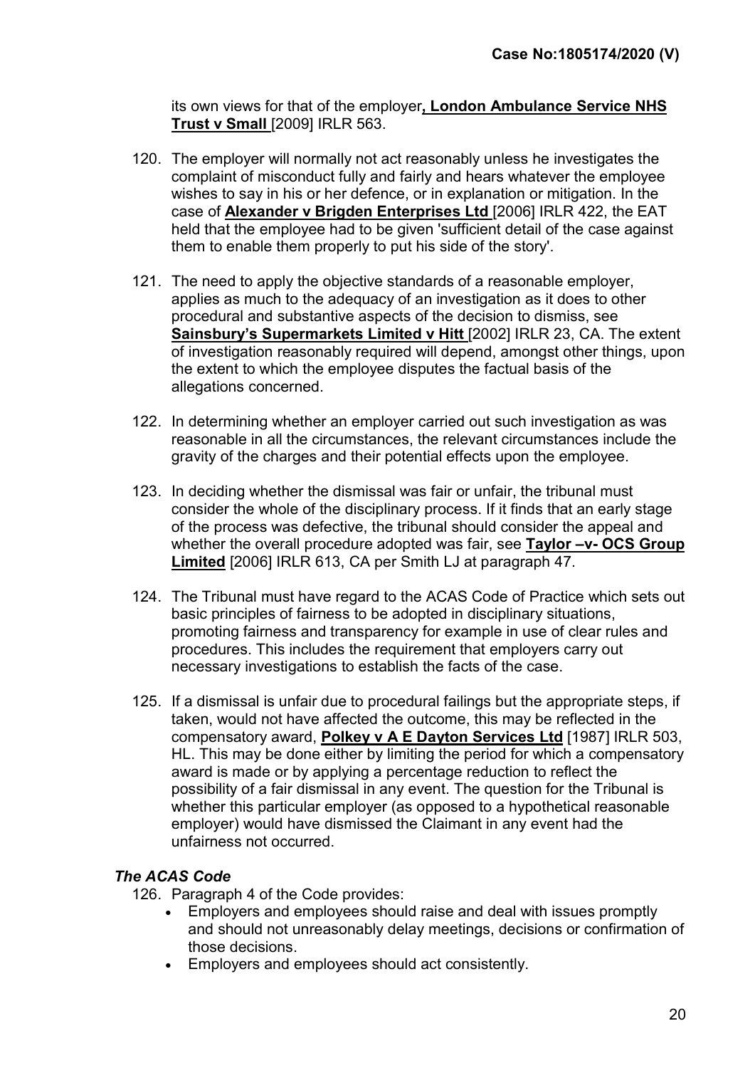its own views for that of the employer**, London Ambulance Service NHS Trust v Small** [2009] IRLR 563.

120. The employer will normally not act reasonably unless he investigates the complaint of misconduct fully and fairly and hears whatever the employee wishes to say in his or her defence, or in explanation or mitigation. In the case of **Alexander v Brigden Enterprises Ltd** [2006] IRLR 422, the EAT held that the employee had to be given 'sufficient detail of the case against them to enable them properly to put his side of the story'.

121. The need to apply the objective standards of a reasonable employer, applies as much to the adequacy of an investigation as it does to other procedural and substantive aspects of the decision to dismiss, see **Sainsbury's Supermarkets Limited v Hitt** [2002] IRLR 23, CA. The extent of investigation reasonably required will depend, amongst other things, upon the extent to which the employee disputes the factual basis of the allegations concerned.

122. In determining whether an employer carried out such investigation as was reasonable in all the circumstances, the relevant circumstances include the gravity of the charges and their potential effects upon the employee.

123. In deciding whether the dismissal was fair or unfair, the tribunal must consider the whole of the disciplinary process. If it finds that an early stage of the process was defective, the tribunal should consider the appeal and whether the overall procedure adopted was fair, see **Taylor –v- OCS Group Limited** [2006] IRLR 613, CA per Smith LJ at paragraph 47.

124. The Tribunal must have regard to the ACAS Code of Practice which sets out basic principles of fairness to be adopted in disciplinary situations, promoting fairness and transparency for example in use of clear rules and procedures. This includes the requirement that employers carry out necessary investigations to establish the facts of the case.

125. If a dismissal is unfair due to procedural failings but the appropriate steps, if taken, would not have affected the outcome, this may be reflected in the compensatory award, **Polkey v A E Dayton Services Ltd** [1987] IRLR 503, HL. This may be done either by limiting the period for which a compensatory award is made or by applying a percentage reduction to reflect the possibility of a fair dismissal in any event. The question for the Tribunal is whether this particular employer (as opposed to a hypothetical reasonable employer) would have dismissed the Claimant in any event had the unfairness not occurred.

### *The ACAS Code*

126. Paragraph 4 of the Code provides:
    - Employers and employees should raise and deal with issues promptly and should not unreasonably delay meetings, decisions or confirmation of those decisions.
    - Employers and employees should act consistently.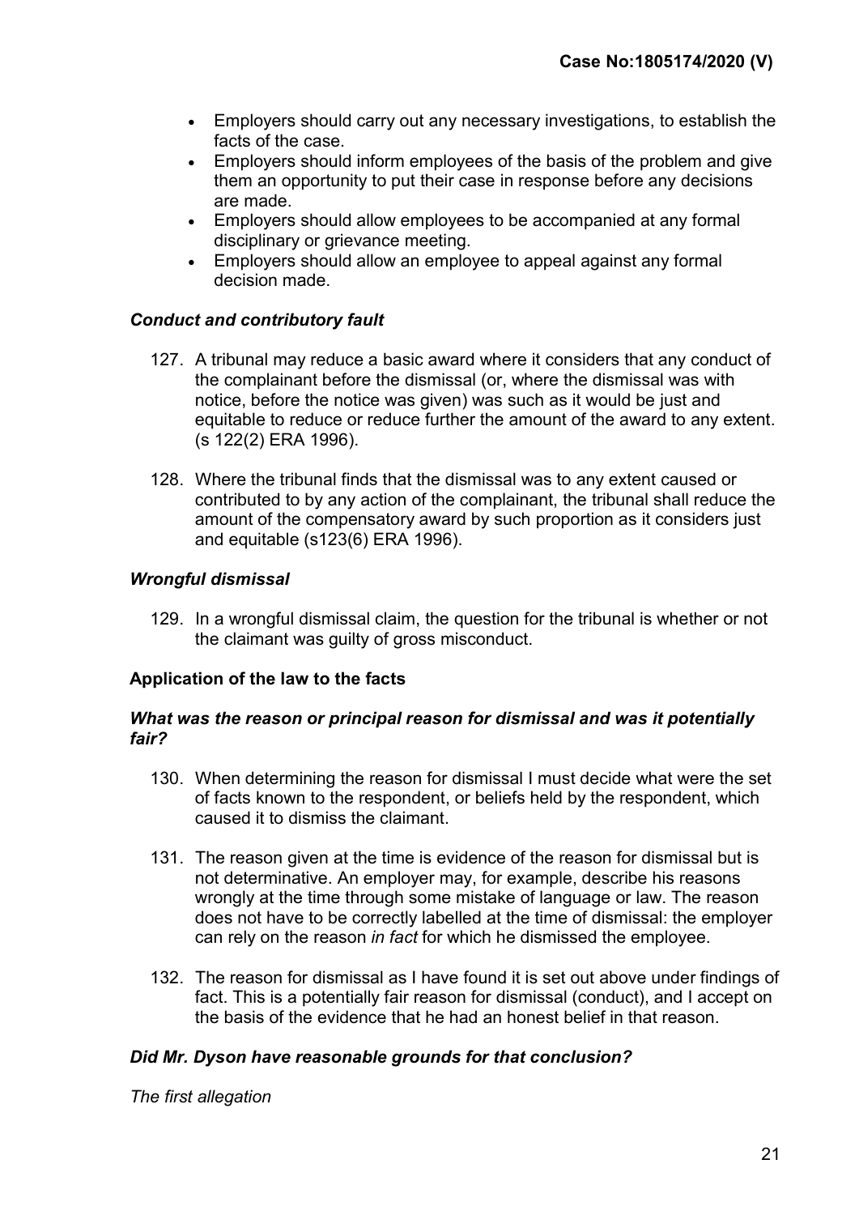- Employers should carry out any necessary investigations, to establish the facts of the case.
- Employers should inform employees of the basis of the problem and give them an opportunity to put their case in response before any decisions are made.
- Employers should allow employees to be accompanied at any formal disciplinary or grievance meeting.
- Employers should allow an employee to appeal against any formal decision made.

### *Conduct and contributory fault*

127. A tribunal may reduce a basic award where it considers that any conduct of the complainant before the dismissal (or, where the dismissal was with notice, before the notice was given) was such as it would be just and equitable to reduce or reduce further the amount of the award to any extent. (s 122(2) ERA 1996).

128. Where the tribunal finds that the dismissal was to any extent caused or contributed to by any action of the complainant, the tribunal shall reduce the amount of the compensatory award by such proportion as it considers just and equitable (s123(6) ERA 1996).

### *Wrongful dismissal*

129. In a wrongful dismissal claim, the question for the tribunal is whether or not the claimant was guilty of gross misconduct.

## **Application of the law to the facts**

### *What was the reason or principal reason for dismissal and was it potentially fair?*

130. When determining the reason for dismissal I must decide what were the set of facts known to the respondent, or beliefs held by the respondent, which caused it to dismiss the claimant.

131. The reason given at the time is evidence of the reason for dismissal but is not determinative. An employer may, for example, describe his reasons wrongly at the time through some mistake of language or law. The reason does not have to be correctly labelled at the time of dismissal: the employer can rely on the reason *in fact* for which he dismissed the employee.

132. The reason for dismissal as I have found it is set out above under findings of fact. This is a potentially fair reason for dismissal (conduct), and I accept on the basis of the evidence that he had an honest belief in that reason.

### *Did Mr. Dyson have reasonable grounds for that conclusion?*

*The first allegation*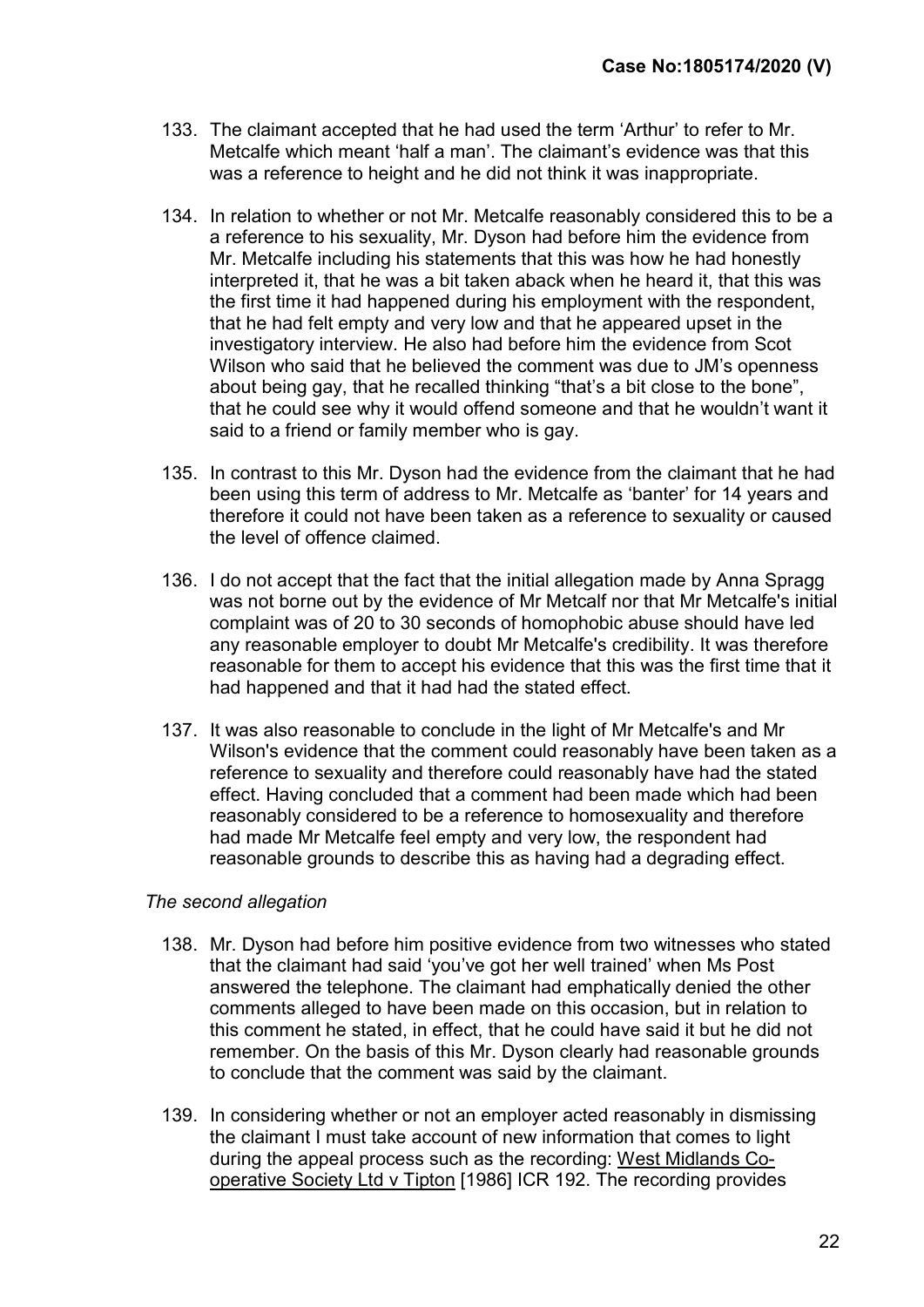133. The claimant accepted that he had used the term 'Arthur' to refer to Mr. Metcalfe which meant 'half a man'. The claimant's evidence was that this was a reference to height and he did not think it was inappropriate.

134. In relation to whether or not Mr. Metcalfe reasonably considered this to be a a reference to his sexuality, Mr. Dyson had before him the evidence from Mr. Metcalfe including his statements that this was how he had honestly interpreted it, that he was a bit taken aback when he heard it, that this was the first time it had happened during his employment with the respondent, that he had felt empty and very low and that he appeared upset in the investigatory interview. He also had before him the evidence from Scot Wilson who said that he believed the comment was due to JM's openness about being gay, that he recalled thinking "that's a bit close to the bone", that he could see why it would offend someone and that he wouldn't want it said to a friend or family member who is gay.

135. In contrast to this Mr. Dyson had the evidence from the claimant that he had been using this term of address to Mr. Metcalfe as 'banter' for 14 years and therefore it could not have been taken as a reference to sexuality or caused the level of offence claimed.

136. I do not accept that the fact that the initial allegation made by Anna Spragg was not borne out by the evidence of Mr Metcalf nor that Mr Metcalfe's initial complaint was of 20 to 30 seconds of homophobic abuse should have led any reasonable employer to doubt Mr Metcalfe's credibility. It was therefore reasonable for them to accept his evidence that this was the first time that it had happened and that it had had the stated effect.

137. It was also reasonable to conclude in the light of Mr Metcalfe's and Mr Wilson's evidence that the comment could reasonably have been taken as a reference to sexuality and therefore could reasonably have had the stated effect. Having concluded that a comment had been made which had been reasonably considered to be a reference to homosexuality and therefore had made Mr Metcalfe feel empty and very low, the respondent had reasonable grounds to describe this as having had a degrading effect.

*The second allegation*

138. Mr. Dyson had before him positive evidence from two witnesses who stated that the claimant had said 'you've got her well trained' when Ms Post answered the telephone. The claimant had emphatically denied the other comments alleged to have been made on this occasion, but in relation to this comment he stated, in effect, that he could have said it but he did not remember. On the basis of this Mr. Dyson clearly had reasonable grounds to conclude that the comment was said by the claimant.

139. In considering whether or not an employer acted reasonably in dismissing the claimant I must take account of new information that comes to light during the appeal process such as the recording: West Midlands Co-operative Society Ltd v Tipton [1986] ICR 192. The recording provides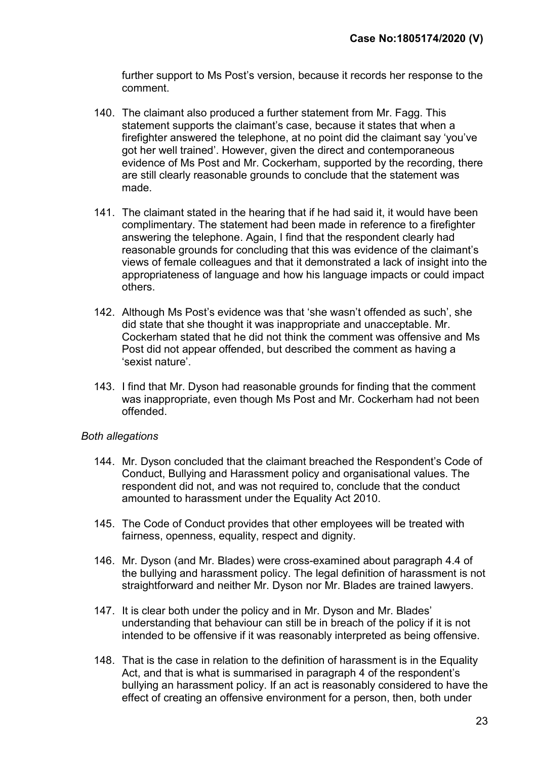further support to Ms Post’s version, because it records her response to the comment.

140. The claimant also produced a further statement from Mr. Fagg. This statement supports the claimant’s case, because it states that when a firefighter answered the telephone, at no point did the claimant say ‘you’ve got her well trained’. However, given the direct and contemporaneous evidence of Ms Post and Mr. Cockerham, supported by the recording, there are still clearly reasonable grounds to conclude that the statement was made.

141. The claimant stated in the hearing that if he had said it, it would have been complimentary. The statement had been made in reference to a firefighter answering the telephone. Again, I find that the respondent clearly had reasonable grounds for concluding that this was evidence of the claimant’s views of female colleagues and that it demonstrated a lack of insight into the appropriateness of language and how his language impacts or could impact others.

142. Although Ms Post’s evidence was that ‘she wasn’t offended as such’, she did state that she thought it was inappropriate and unacceptable. Mr. Cockerham stated that he did not think the comment was offensive and Ms Post did not appear offended, but described the comment as having a ‘sexist nature’.

143. I find that Mr. Dyson had reasonable grounds for finding that the comment was inappropriate, even though Ms Post and Mr. Cockerham had not been offended.

*Both allegations*

144. Mr. Dyson concluded that the claimant breached the Respondent’s Code of Conduct, Bullying and Harassment policy and organisational values. The respondent did not, and was not required to, conclude that the conduct amounted to harassment under the Equality Act 2010.

145. The Code of Conduct provides that other employees will be treated with fairness, openness, equality, respect and dignity.

146. Mr. Dyson (and Mr. Blades) were cross-examined about paragraph 4.4 of the bullying and harassment policy. The legal definition of harassment is not straightforward and neither Mr. Dyson nor Mr. Blades are trained lawyers.

147. It is clear both under the policy and in Mr. Dyson and Mr. Blades’ understanding that behaviour can still be in breach of the policy if it is not intended to be offensive if it was reasonably interpreted as being offensive.

148. That is the case in relation to the definition of harassment is in the Equality Act, and that is what is summarised in paragraph 4 of the respondent’s bullying an harassment policy. If an act is reasonably considered to have the effect of creating an offensive environment for a person, then, both under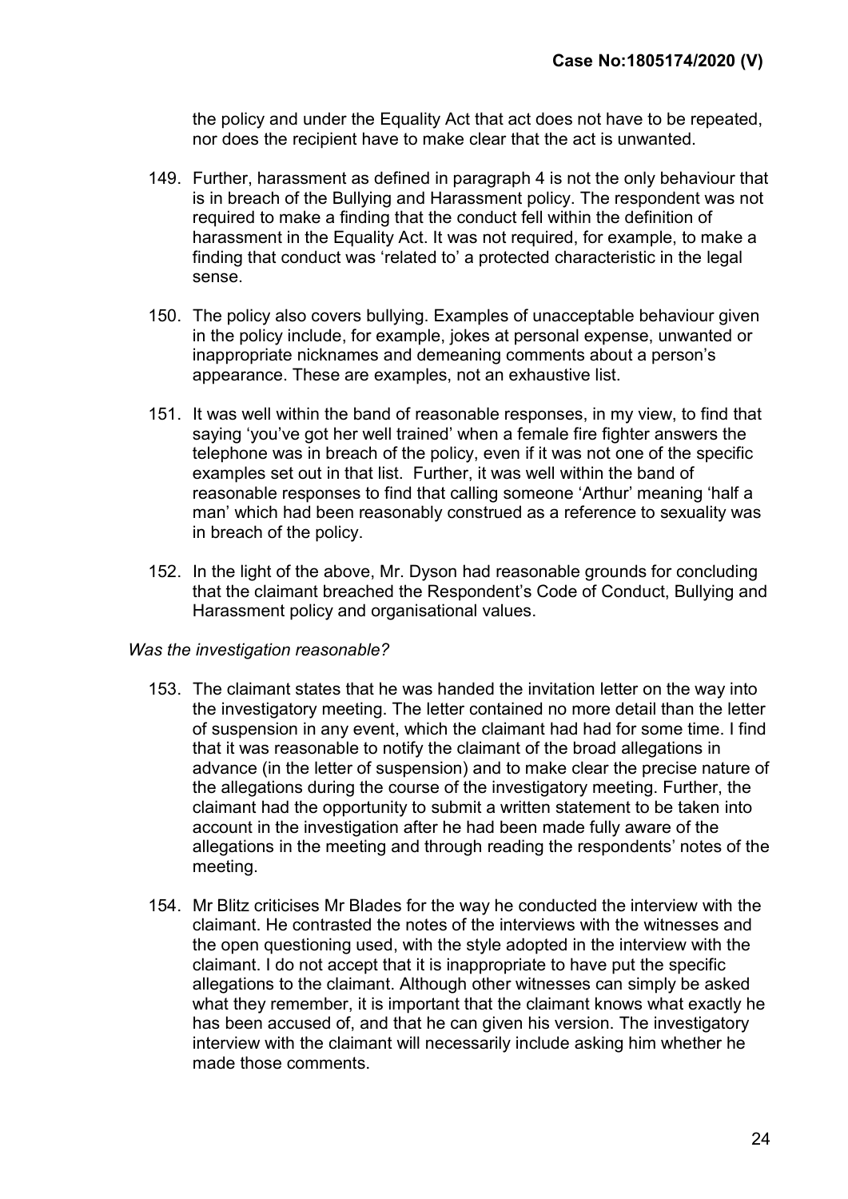the policy and under the Equality Act that act does not have to be repeated, nor does the recipient have to make clear that the act is unwanted.

149. Further, harassment as defined in paragraph 4 is not the only behaviour that is in breach of the Bullying and Harassment policy. The respondent was not required to make a finding that the conduct fell within the definition of harassment in the Equality Act. It was not required, for example, to make a finding that conduct was 'related to' a protected characteristic in the legal sense.

150. The policy also covers bullying. Examples of unacceptable behaviour given in the policy include, for example, jokes at personal expense, unwanted or inappropriate nicknames and demeaning comments about a person's appearance. These are examples, not an exhaustive list.

151. It was well within the band of reasonable responses, in my view, to find that saying 'you've got her well trained' when a female fire fighter answers the telephone was in breach of the policy, even if it was not one of the specific examples set out in that list. Further, it was well within the band of reasonable responses to find that calling someone 'Arthur' meaning 'half a man' which had been reasonably construed as a reference to sexuality was in breach of the policy.

152. In the light of the above, Mr. Dyson had reasonable grounds for concluding that the claimant breached the Respondent's Code of Conduct, Bullying and Harassment policy and organisational values.

*Was the investigation reasonable?*

153. The claimant states that he was handed the invitation letter on the way into the investigatory meeting. The letter contained no more detail than the letter of suspension in any event, which the claimant had had for some time. I find that it was reasonable to notify the claimant of the broad allegations in advance (in the letter of suspension) and to make clear the precise nature of the allegations during the course of the investigatory meeting. Further, the claimant had the opportunity to submit a written statement to be taken into account in the investigation after he had been made fully aware of the allegations in the meeting and through reading the respondents' notes of the meeting.

154. Mr Blitz criticises Mr Blades for the way he conducted the interview with the claimant. He contrasted the notes of the interviews with the witnesses and the open questioning used, with the style adopted in the interview with the claimant. I do not accept that it is inappropriate to have put the specific allegations to the claimant. Although other witnesses can simply be asked what they remember, it is important that the claimant knows what exactly he has been accused of, and that he can given his version. The investigatory interview with the claimant will necessarily include asking him whether he made those comments.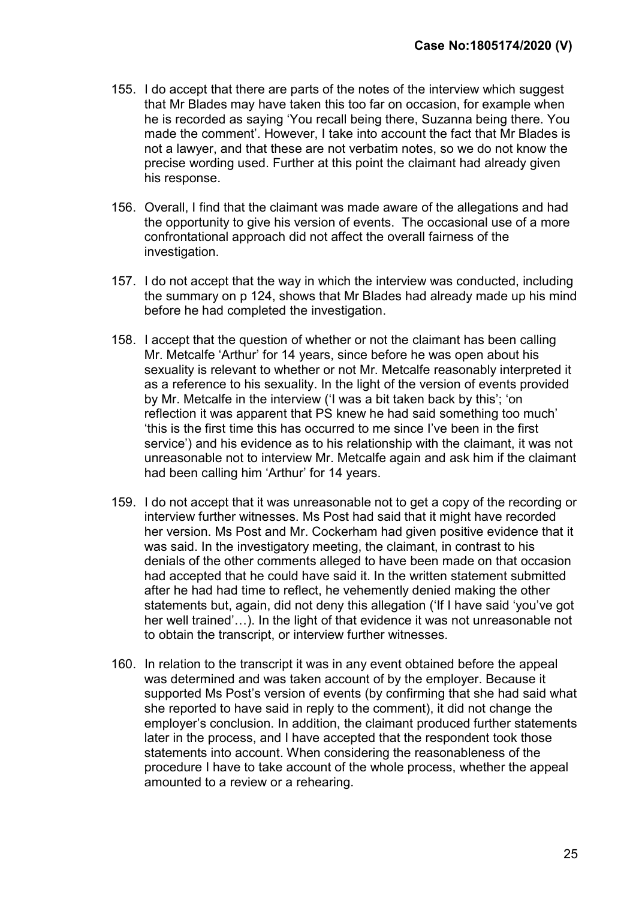155. I do accept that there are parts of the notes of the interview which suggest that Mr Blades may have taken this too far on occasion, for example when he is recorded as saying 'You recall being there, Suzanna being there. You made the comment'. However, I take into account the fact that Mr Blades is not a lawyer, and that these are not verbatim notes, so we do not know the precise wording used. Further at this point the claimant had already given his response.

156. Overall, I find that the claimant was made aware of the allegations and had the opportunity to give his version of events. The occasional use of a more confrontational approach did not affect the overall fairness of the investigation.

157. I do not accept that the way in which the interview was conducted, including the summary on p 124, shows that Mr Blades had already made up his mind before he had completed the investigation.

158. I accept that the question of whether or not the claimant has been calling Mr. Metcalfe 'Arthur' for 14 years, since before he was open about his sexuality is relevant to whether or not Mr. Metcalfe reasonably interpreted it as a reference to his sexuality. In the light of the version of events provided by Mr. Metcalfe in the interview ('I was a bit taken back by this'; 'on reflection it was apparent that PS knew he had said something too much' 'this is the first time this has occurred to me since I've been in the first service') and his evidence as to his relationship with the claimant, it was not unreasonable not to interview Mr. Metcalfe again and ask him if the claimant had been calling him 'Arthur' for 14 years.

159. I do not accept that it was unreasonable not to get a copy of the recording or interview further witnesses. Ms Post had said that it might have recorded her version. Ms Post and Mr. Cockerham had given positive evidence that it was said. In the investigatory meeting, the claimant, in contrast to his denials of the other comments alleged to have been made on that occasion had accepted that he could have said it. In the written statement submitted after he had had time to reflect, he vehemently denied making the other statements but, again, did not deny this allegation ('If I have said 'you've got her well trained'…). In the light of that evidence it was not unreasonable not to obtain the transcript, or interview further witnesses.

160. In relation to the transcript it was in any event obtained before the appeal was determined and was taken account of by the employer. Because it supported Ms Post's version of events (by confirming that she had said what she reported to have said in reply to the comment), it did not change the employer's conclusion. In addition, the claimant produced further statements later in the process, and I have accepted that the respondent took those statements into account. When considering the reasonableness of the procedure I have to take account of the whole process, whether the appeal amounted to a review or a rehearing.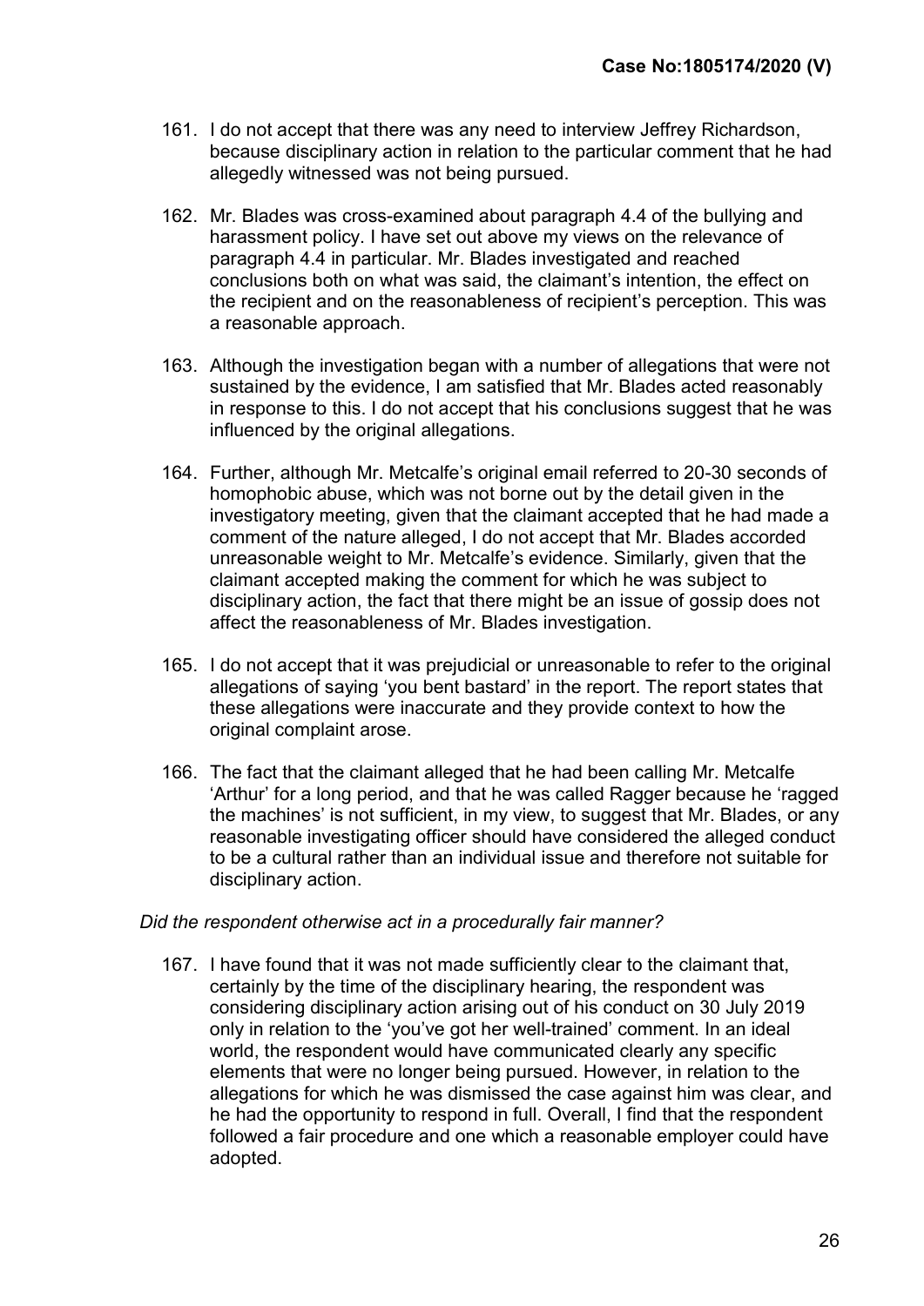161. I do not accept that there was any need to interview Jeffrey Richardson, because disciplinary action in relation to the particular comment that he had allegedly witnessed was not being pursued.

162. Mr. Blades was cross-examined about paragraph 4.4 of the bullying and harassment policy. I have set out above my views on the relevance of paragraph 4.4 in particular. Mr. Blades investigated and reached conclusions both on what was said, the claimant's intention, the effect on the recipient and on the reasonableness of recipient's perception. This was a reasonable approach.

163. Although the investigation began with a number of allegations that were not sustained by the evidence, I am satisfied that Mr. Blades acted reasonably in response to this. I do not accept that his conclusions suggest that he was influenced by the original allegations.

164. Further, although Mr. Metcalfe's original email referred to 20-30 seconds of homophobic abuse, which was not borne out by the detail given in the investigatory meeting, given that the claimant accepted that he had made a comment of the nature alleged, I do not accept that Mr. Blades accorded unreasonable weight to Mr. Metcalfe's evidence. Similarly, given that the claimant accepted making the comment for which he was subject to disciplinary action, the fact that there might be an issue of gossip does not affect the reasonableness of Mr. Blades investigation.

165. I do not accept that it was prejudicial or unreasonable to refer to the original allegations of saying 'you bent bastard' in the report. The report states that these allegations were inaccurate and they provide context to how the original complaint arose.

166. The fact that the claimant alleged that he had been calling Mr. Metcalfe 'Arthur' for a long period, and that he was called Ragger because he 'ragged the machines' is not sufficient, in my view, to suggest that Mr. Blades, or any reasonable investigating officer should have considered the alleged conduct to be a cultural rather than an individual issue and therefore not suitable for disciplinary action.

*Did the respondent otherwise act in a procedurally fair manner?*

167. I have found that it was not made sufficiently clear to the claimant that, certainly by the time of the disciplinary hearing, the respondent was considering disciplinary action arising out of his conduct on 30 July 2019 only in relation to the 'you've got her well-trained' comment. In an ideal world, the respondent would have communicated clearly any specific elements that were no longer being pursued. However, in relation to the allegations for which he was dismissed the case against him was clear, and he had the opportunity to respond in full. Overall, I find that the respondent followed a fair procedure and one which a reasonable employer could have adopted.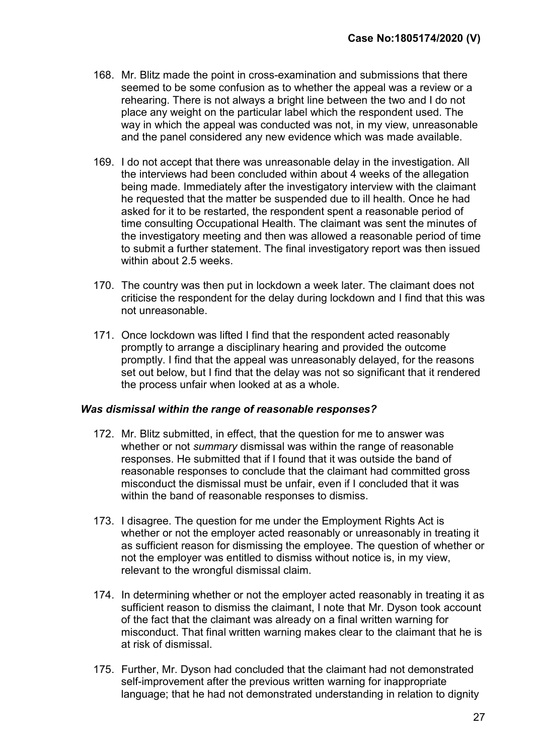168. Mr. Blitz made the point in cross-examination and submissions that there seemed to be some confusion as to whether the appeal was a review or a rehearing. There is not always a bright line between the two and I do not place any weight on the particular label which the respondent used. The way in which the appeal was conducted was not, in my view, unreasonable and the panel considered any new evidence which was made available.

169. I do not accept that there was unreasonable delay in the investigation. All the interviews had been concluded within about 4 weeks of the allegation being made. Immediately after the investigatory interview with the claimant he requested that the matter be suspended due to ill health. Once he had asked for it to be restarted, the respondent spent a reasonable period of time consulting Occupational Health. The claimant was sent the minutes of the investigatory meeting and then was allowed a reasonable period of time to submit a further statement. The final investigatory report was then issued within about 2.5 weeks.

170. The country was then put in lockdown a week later. The claimant does not criticise the respondent for the delay during lockdown and I find that this was not unreasonable.

171. Once lockdown was lifted I find that the respondent acted reasonably promptly to arrange a disciplinary hearing and provided the outcome promptly. I find that the appeal was unreasonably delayed, for the reasons set out below, but I find that the delay was not so significant that it rendered the process unfair when looked at as a whole.

### *Was dismissal within the range of reasonable responses?*

172. Mr. Blitz submitted, in effect, that the question for me to answer was whether or not *summary* dismissal was within the range of reasonable responses. He submitted that if I found that it was outside the band of reasonable responses to conclude that the claimant had committed gross misconduct the dismissal must be unfair, even if I concluded that it was within the band of reasonable responses to dismiss.

173. I disagree. The question for me under the Employment Rights Act is whether or not the employer acted reasonably or unreasonably in treating it as sufficient reason for dismissing the employee. The question of whether or not the employer was entitled to dismiss without notice is, in my view, relevant to the wrongful dismissal claim.

174. In determining whether or not the employer acted reasonably in treating it as sufficient reason to dismiss the claimant, I note that Mr. Dyson took account of the fact that the claimant was already on a final written warning for misconduct. That final written warning makes clear to the claimant that he is at risk of dismissal.

175. Further, Mr. Dyson had concluded that the claimant had not demonstrated self-improvement after the previous written warning for inappropriate language; that he had not demonstrated understanding in relation to dignity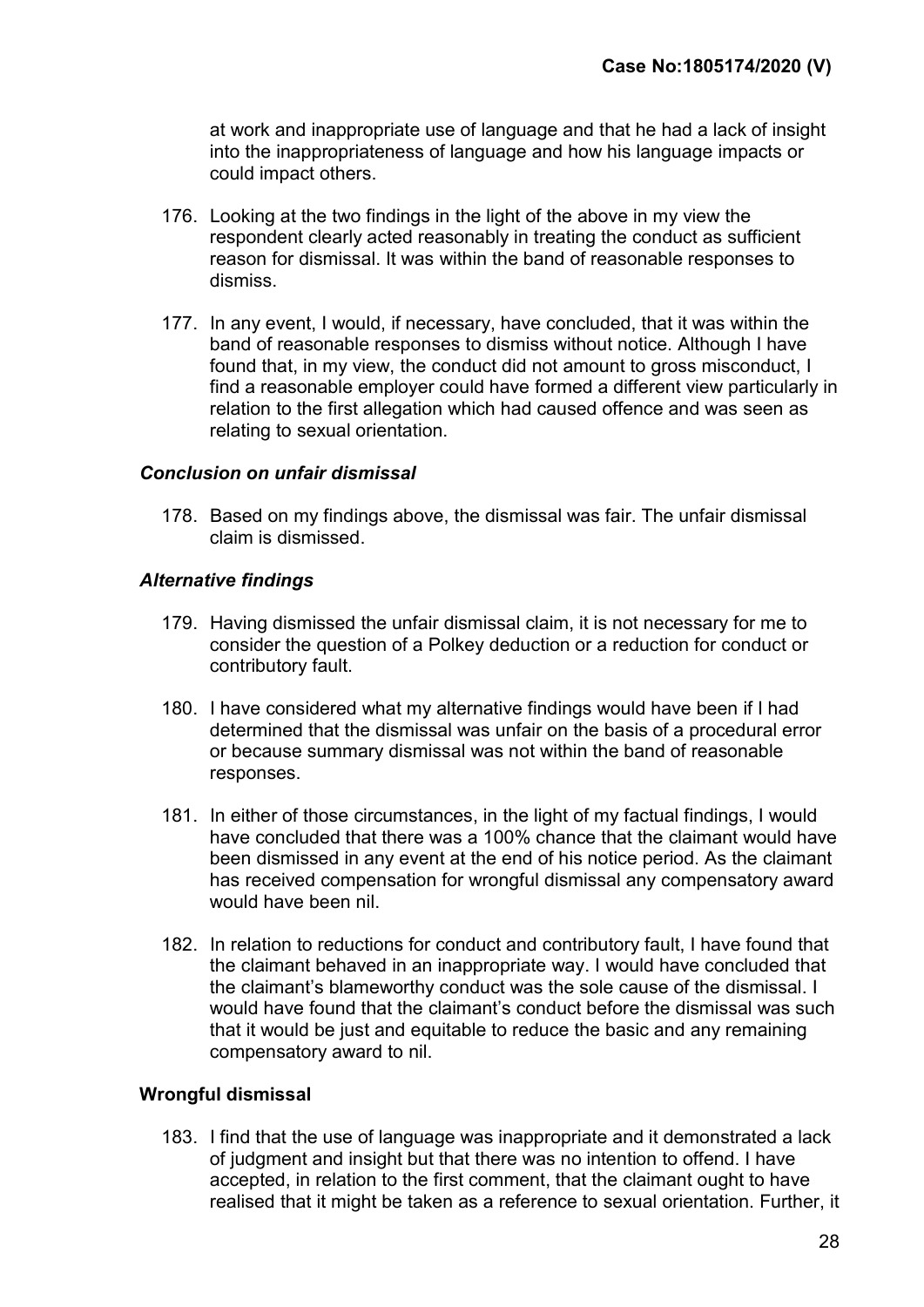at work and inappropriate use of language and that he had a lack of insight into the inappropriateness of language and how his language impacts or could impact others.

176. Looking at the two findings in the light of the above in my view the respondent clearly acted reasonably in treating the conduct as sufficient reason for dismissal. It was within the band of reasonable responses to dismiss.

177. In any event, I would, if necessary, have concluded, that it was within the band of reasonable responses to dismiss without notice. Although I have found that, in my view, the conduct did not amount to gross misconduct, I find a reasonable employer could have formed a different view particularly in relation to the first allegation which had caused offence and was seen as relating to sexual orientation.

### *Conclusion on unfair dismissal*

178. Based on my findings above, the dismissal was fair. The unfair dismissal claim is dismissed.

### *Alternative findings*

179. Having dismissed the unfair dismissal claim, it is not necessary for me to consider the question of a Polkey deduction or a reduction for conduct or contributory fault.

180. I have considered what my alternative findings would have been if I had determined that the dismissal was unfair on the basis of a procedural error or because summary dismissal was not within the band of reasonable responses.

181. In either of those circumstances, in the light of my factual findings, I would have concluded that there was a 100% chance that the claimant would have been dismissed in any event at the end of his notice period. As the claimant has received compensation for wrongful dismissal any compensatory award would have been nil.

182. In relation to reductions for conduct and contributory fault, I have found that the claimant behaved in an inappropriate way. I would have concluded that the claimant's blameworthy conduct was the sole cause of the dismissal. I would have found that the claimant's conduct before the dismissal was such that it would be just and equitable to reduce the basic and any remaining compensatory award to nil.

### **Wrongful dismissal**

183. I find that the use of language was inappropriate and it demonstrated a lack of judgment and insight but that there was no intention to offend. I have accepted, in relation to the first comment, that the claimant ought to have realised that it might be taken as a reference to sexual orientation. Further, it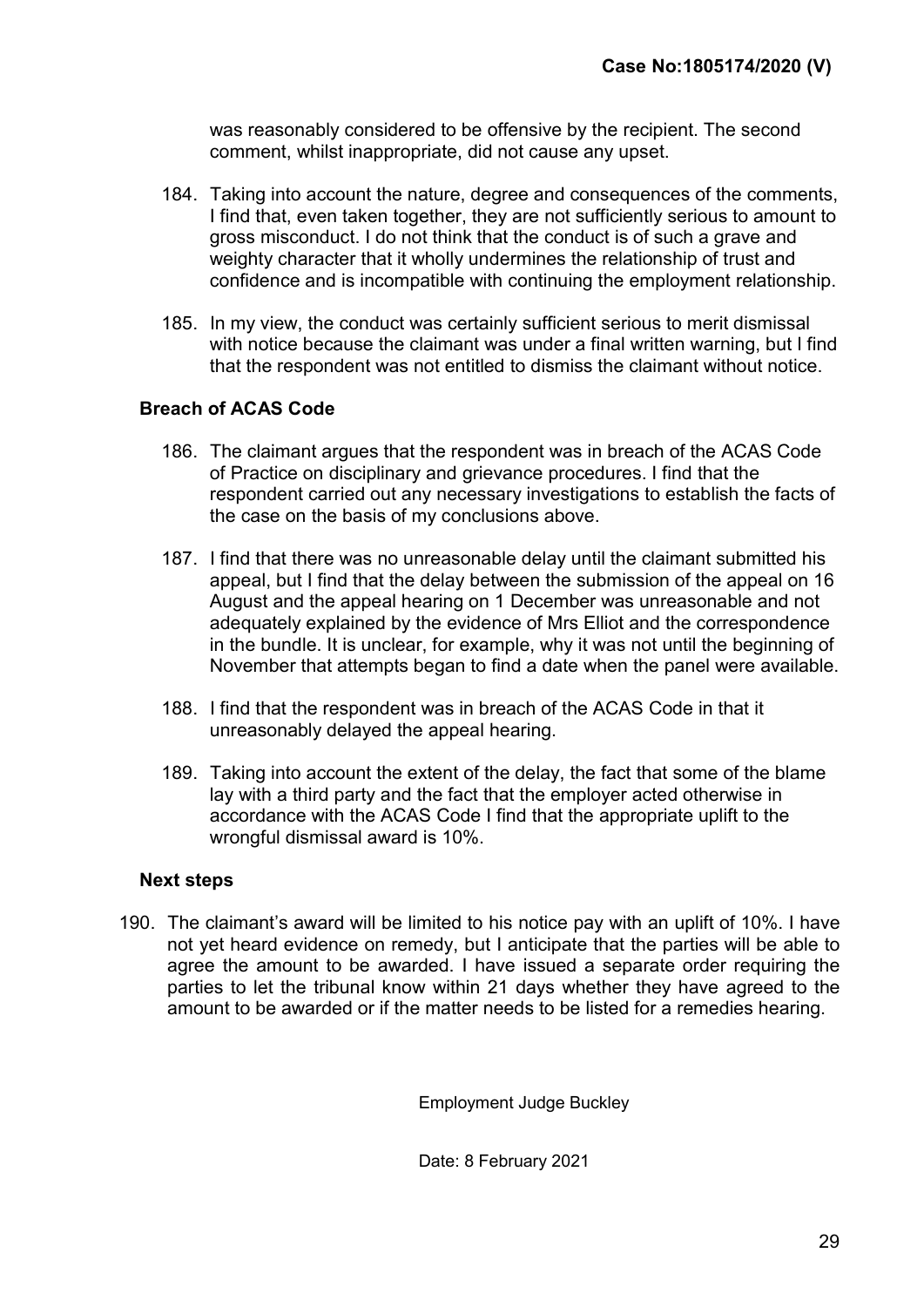was reasonably considered to be offensive by the recipient. The second comment, whilst inappropriate, did not cause any upset.

184. Taking into account the nature, degree and consequences of the comments, I find that, even taken together, they are not sufficiently serious to amount to gross misconduct. I do not think that the conduct is of such a grave and weighty character that it wholly undermines the relationship of trust and confidence and is incompatible with continuing the employment relationship.

185. In my view, the conduct was certainly sufficient serious to merit dismissal with notice because the claimant was under a final written warning, but I find that the respondent was not entitled to dismiss the claimant without notice.

**Breach of ACAS Code**

186. The claimant argues that the respondent was in breach of the ACAS Code of Practice on disciplinary and grievance procedures. I find that the respondent carried out any necessary investigations to establish the facts of the case on the basis of my conclusions above.

187. I find that there was no unreasonable delay until the claimant submitted his appeal, but I find that the delay between the submission of the appeal on 16 August and the appeal hearing on 1 December was unreasonable and not adequately explained by the evidence of Mrs Elliot and the correspondence in the bundle. It is unclear, for example, why it was not until the beginning of November that attempts began to find a date when the panel were available.

188. I find that the respondent was in breach of the ACAS Code in that it unreasonably delayed the appeal hearing.

189. Taking into account the extent of the delay, the fact that some of the blame lay with a third party and the fact that the employer acted otherwise in accordance with the ACAS Code I find that the appropriate uplift to the wrongful dismissal award is 10%.

**Next steps**

190. The claimant's award will be limited to his notice pay with an uplift of 10%. I have not yet heard evidence on remedy, but I anticipate that the parties will be able to agree the amount to be awarded. I have issued a separate order requiring the parties to let the tribunal know within 21 days whether they have agreed to the amount to be awarded or if the matter needs to be listed for a remedies hearing.

Employment Judge Buckley

Date: 8 February 2021